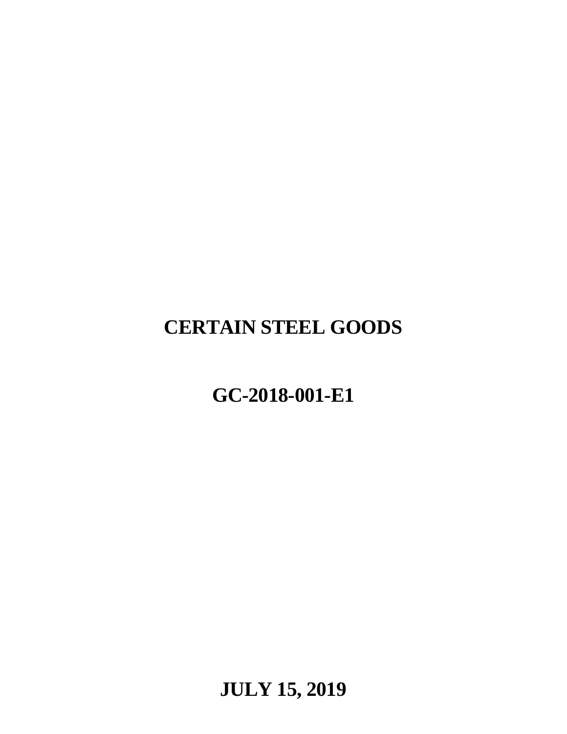# CERTAIN STEEL GOODS

# GC-2018-001-E1

**JULY 15, 2019**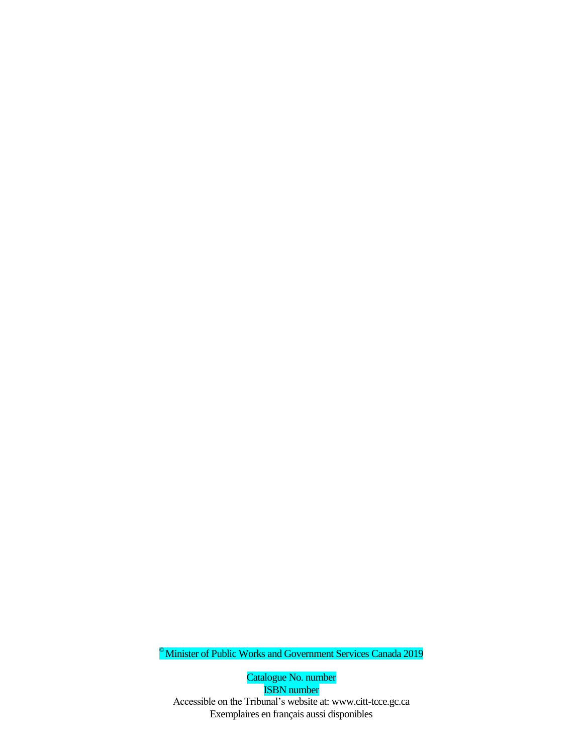© Minister of Public Works and Government Services Canada 2019

Catalogue No. number
ISBN number
Accessible on the Tribunal's website at: www.citt-tcce.gc.ca
Exemplaires en français aussi disponibles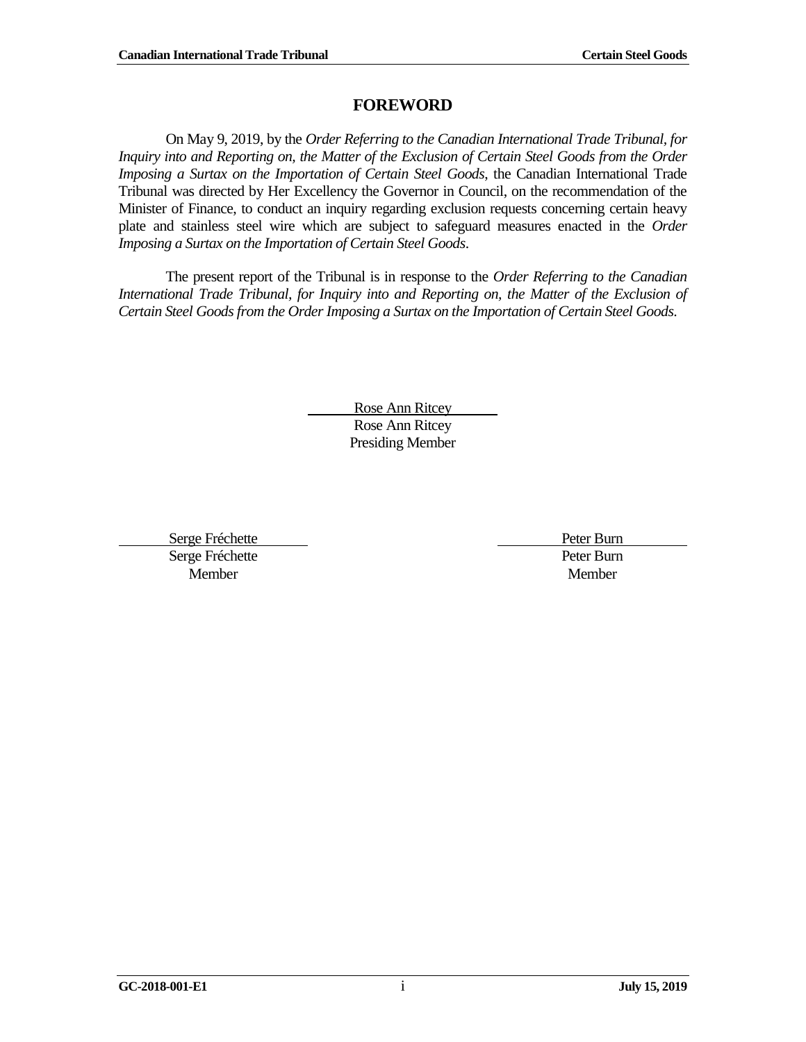# FOREWORD

On May 9, 2019, by the *Order Referring to the Canadian International Trade Tribunal, for Inquiry into and Reporting on, the Matter of the Exclusion of Certain Steel Goods from the Order Imposing a Surtax on the Importation of Certain Steel Goods*, the Canadian International Trade Tribunal was directed by Her Excellency the Governor in Council, on the recommendation of the Minister of Finance, to conduct an inquiry regarding exclusion requests concerning certain heavy plate and stainless steel wire which are subject to safeguard measures enacted in the *Order Imposing a Surtax on the Importation of Certain Steel Goods*.

The present report of the Tribunal is in response to the *Order Referring to the Canadian International Trade Tribunal, for Inquiry into and Reporting on, the Matter of the Exclusion of Certain Steel Goods from the Order Imposing a Surtax on the Importation of Certain Steel Goods*.

Rose Ann Ritcey
Rose Ann Ritcey
Presiding Member

Serge Fréchette
Serge Fréchette
Member

Peter Burn
Peter Burn
Member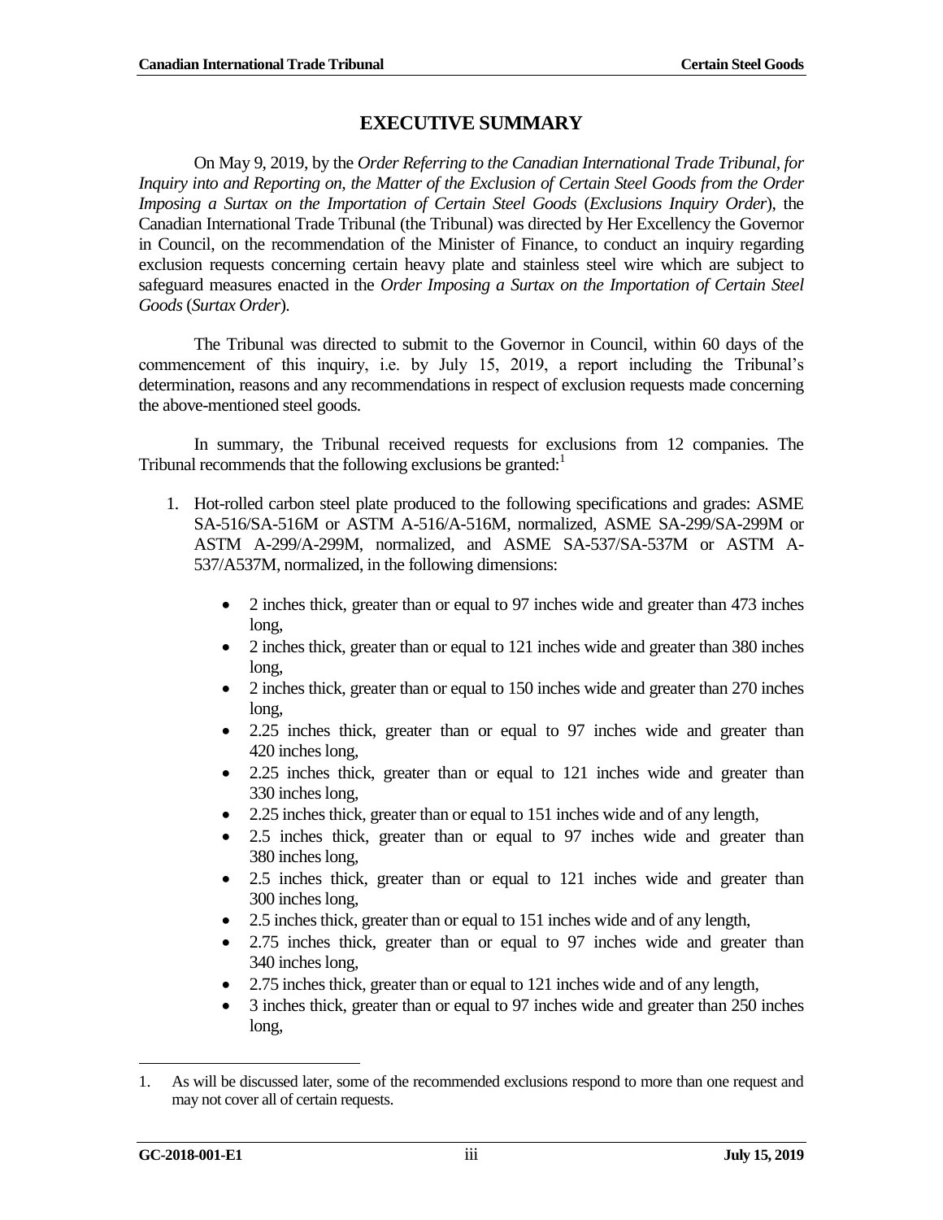# EXECUTIVE SUMMARY

On May 9, 2019, by the *Order Referring to the Canadian International Trade Tribunal, for Inquiry into and Reporting on, the Matter of the Exclusion of Certain Steel Goods from the Order Imposing a Surtax on the Importation of Certain Steel Goods* (*Exclusions Inquiry Order*), the Canadian International Trade Tribunal (the Tribunal) was directed by Her Excellency the Governor in Council, on the recommendation of the Minister of Finance, to conduct an inquiry regarding exclusion requests concerning certain heavy plate and stainless steel wire which are subject to safeguard measures enacted in the *Order Imposing a Surtax on the Importation of Certain Steel Goods* (*Surtax Order*).

The Tribunal was directed to submit to the Governor in Council, within 60 days of the commencement of this inquiry, i.e. by July 15, 2019, a report including the Tribunal's determination, reasons and any recommendations in respect of exclusion requests made concerning the above-mentioned steel goods.

In summary, the Tribunal received requests for exclusions from 12 companies. The Tribunal recommends that the following exclusions be granted:[1]

1. Hot-rolled carbon steel plate produced to the following specifications and grades: ASME SA-516/SA-516M or ASTM A-516/A-516M, normalized, ASME SA-299/SA-299M or ASTM A-299/A-299M, normalized, and ASME SA-537/SA-537M or ASTM A-537/A537M, normalized, in the following dimensions:

    - 2 inches thick, greater than or equal to 97 inches wide and greater than 473 inches long,
    - 2 inches thick, greater than or equal to 121 inches wide and greater than 380 inches long,
    - 2 inches thick, greater than or equal to 150 inches wide and greater than 270 inches long,
    - 2.25 inches thick, greater than or equal to 97 inches wide and greater than 420 inches long,
    - 2.25 inches thick, greater than or equal to 121 inches wide and greater than 330 inches long,
    - 2.25 inches thick, greater than or equal to 151 inches wide and of any length,
    - 2.5 inches thick, greater than or equal to 97 inches wide and greater than 380 inches long,
    - 2.5 inches thick, greater than or equal to 121 inches wide and greater than 300 inches long,
    - 2.5 inches thick, greater than or equal to 151 inches wide and of any length,
    - 2.75 inches thick, greater than or equal to 97 inches wide and greater than 340 inches long,
    - 2.75 inches thick, greater than or equal to 121 inches wide and of any length,
    - 3 inches thick, greater than or equal to 97 inches wide and greater than 250 inches long,

---

1. As will be discussed later, some of the recommended exclusions respond to more than one request and may not cover all of certain requests.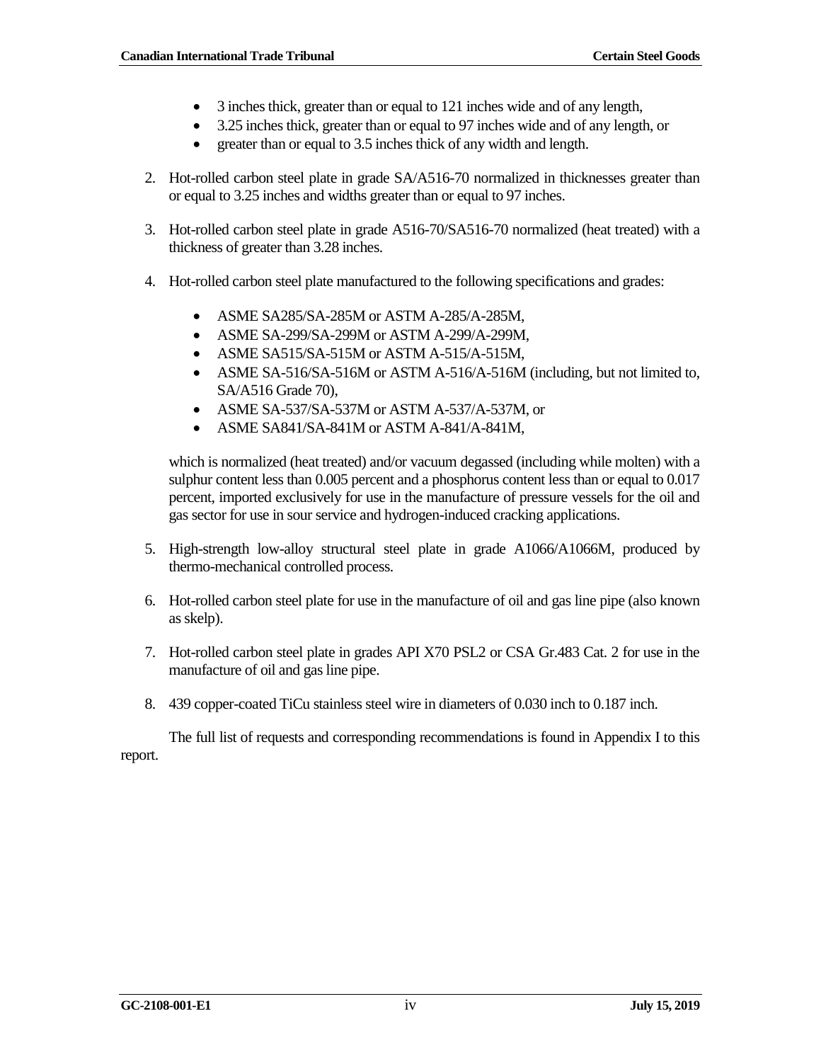- 3 inches thick, greater than or equal to 121 inches wide and of any length,
- 3.25 inches thick, greater than or equal to 97 inches wide and of any length, or
- greater than or equal to 3.5 inches thick of any width and length.

2. Hot-rolled carbon steel plate in grade SA/A516-70 normalized in thicknesses greater than or equal to 3.25 inches and widths greater than or equal to 97 inches.

3. Hot-rolled carbon steel plate in grade A516-70/SA516-70 normalized (heat treated) with a thickness of greater than 3.28 inches.

4. Hot-rolled carbon steel plate manufactured to the following specifications and grades:

   - ASME SA285/SA-285M or ASTM A-285/A-285M,
   - ASME SA-299/SA-299M or ASTM A-299/A-299M,
   - ASME SA515/SA-515M or ASTM A-515/A-515M,
   - ASME SA-516/SA-516M or ASTM A-516/A-516M (including, but not limited to, SA/A516 Grade 70),
   - ASME SA-537/SA-537M or ASTM A-537/A-537M, or
   - ASME SA841/SA-841M or ASTM A-841/A-841M,

   which is normalized (heat treated) and/or vacuum degassed (including while molten) with a sulphur content less than 0.005 percent and a phosphorus content less than or equal to 0.017 percent, imported exclusively for use in the manufacture of pressure vessels for the oil and gas sector for use in sour service and hydrogen-induced cracking applications.

5. High-strength low-alloy structural steel plate in grade A1066/A1066M, produced by thermo-mechanical controlled process.

6. Hot-rolled carbon steel plate for use in the manufacture of oil and gas line pipe (also known as skelp).

7. Hot-rolled carbon steel plate in grades API X70 PSL2 or CSA Gr.483 Cat. 2 for use in the manufacture of oil and gas line pipe.

8. 439 copper-coated TiCu stainless steel wire in diameters of 0.030 inch to 0.187 inch.

The full list of requests and corresponding recommendations is found in Appendix I to this report.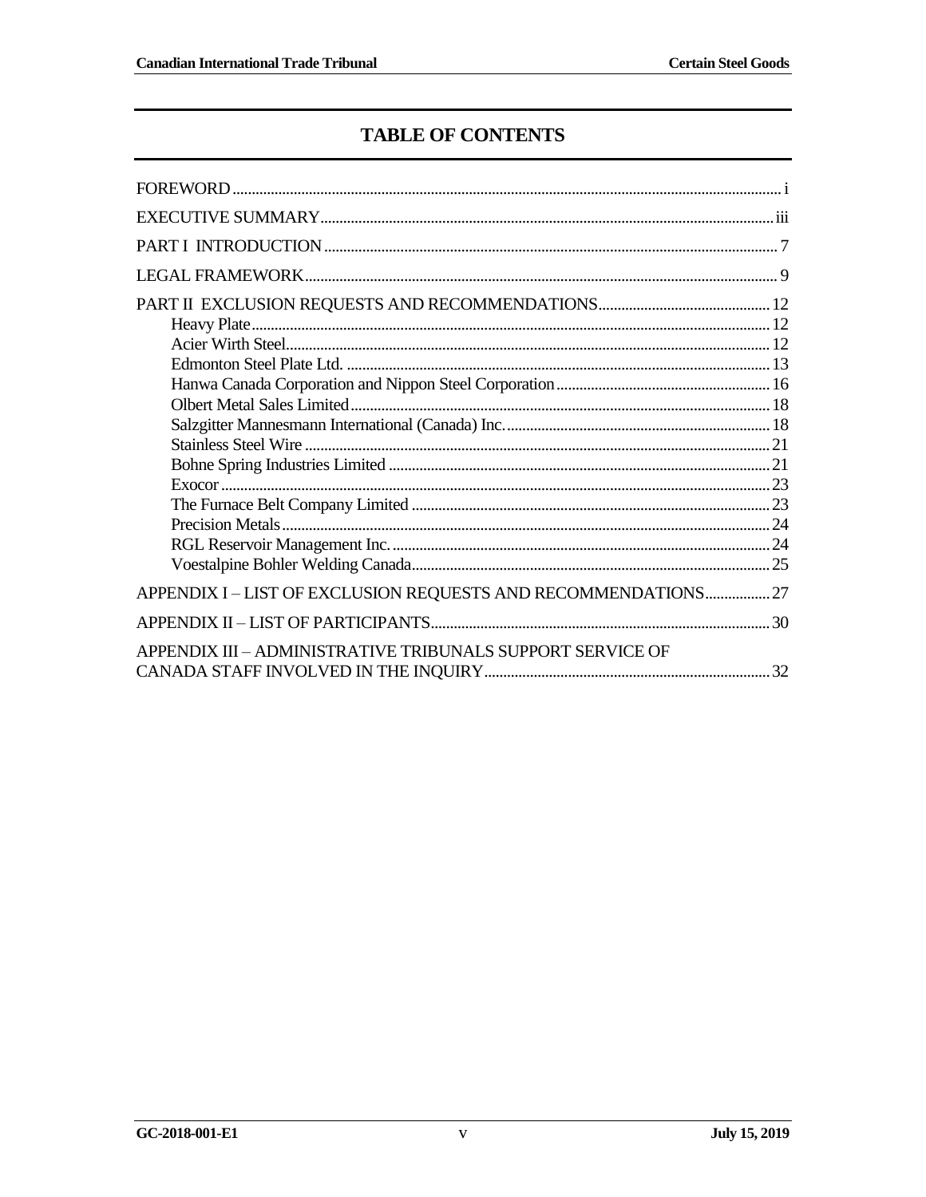# TABLE OF CONTENTS

| | |
|---|---|
| FOREWORD | i |
| EXECUTIVE SUMMARY | iii |
| PART I INTRODUCTION | 7 |
| LEGAL FRAMEWORK | 9 |
| PART II EXCLUSION REQUESTS AND RECOMMENDATIONS | 12 |
| Heavy Plate | 12 |
| Acier Wirth Steel | 12 |
| Edmonton Steel Plate Ltd. | 13 |
| Hanwa Canada Corporation and Nippon Steel Corporation | 16 |
| Olbert Metal Sales Limited | 18 |
| Salzgitter Mannesmann International (Canada) Inc. | 18 |
| Stainless Steel Wire | 21 |
| Bohne Spring Industries Limited | 21 |
| Exocor | 23 |
| The Furnace Belt Company Limited | 23 |
| Precision Metals | 24 |
| RGL Reservoir Management Inc. | 24 |
| Voestalpine Bohler Welding Canada | 25 |
| APPENDIX I – LIST OF EXCLUSION REQUESTS AND RECOMMENDATIONS | 27 |
| APPENDIX II – LIST OF PARTICIPANTS | 30 |
| APPENDIX III – ADMINISTRATIVE TRIBUNALS SUPPORT SERVICE OF CANADA STAFF INVOLVED IN THE INQUIRY | 32 |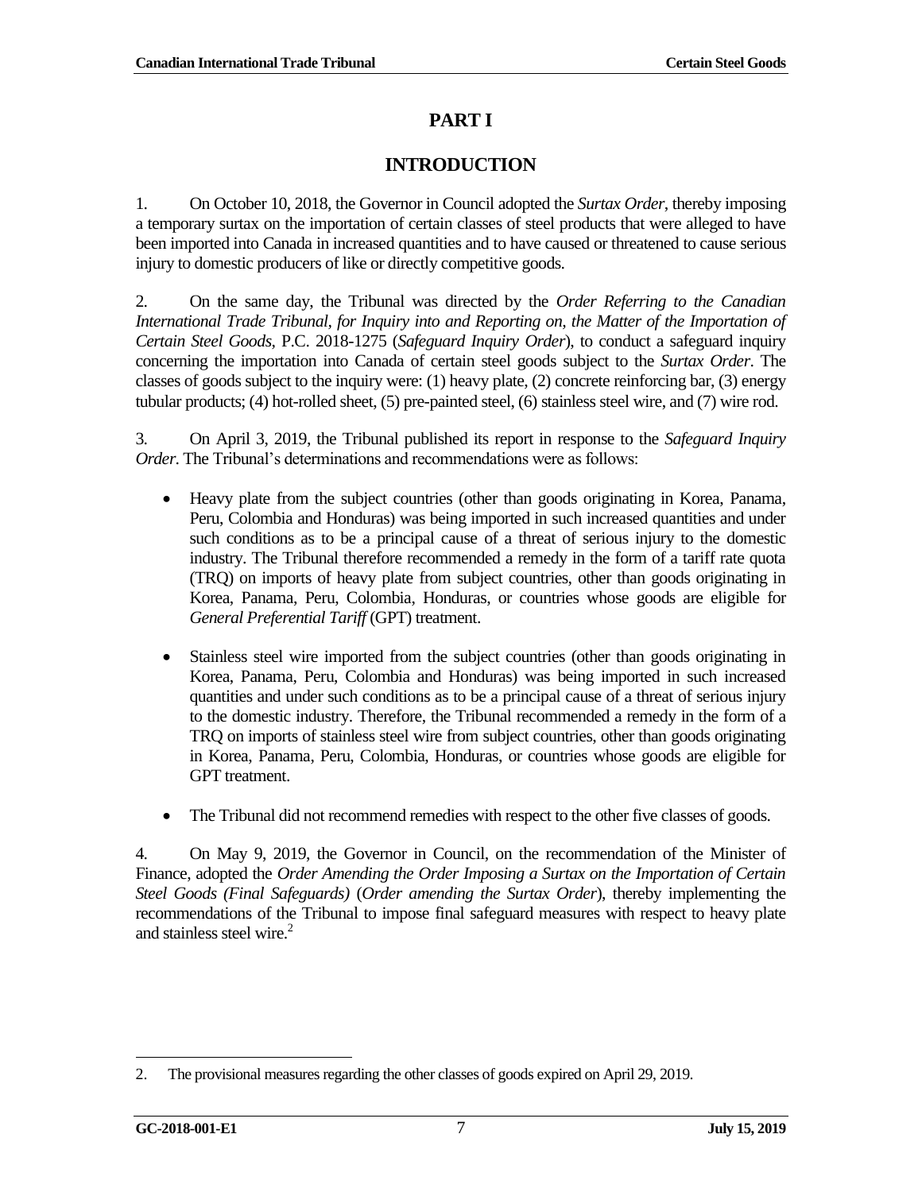# PART I

## INTRODUCTION

1. On October 10, 2018, the Governor in Council adopted the *Surtax Order*, thereby imposing a temporary surtax on the importation of certain classes of steel products that were alleged to have been imported into Canada in increased quantities and to have caused or threatened to cause serious injury to domestic producers of like or directly competitive goods.

2. On the same day, the Tribunal was directed by the *Order Referring to the Canadian International Trade Tribunal, for Inquiry into and Reporting on, the Matter of the Importation of Certain Steel Goods*, P.C. 2018-1275 (*Safeguard Inquiry Order*), to conduct a safeguard inquiry concerning the importation into Canada of certain steel goods subject to the *Surtax Order*. The classes of goods subject to the inquiry were: (1) heavy plate, (2) concrete reinforcing bar, (3) energy tubular products; (4) hot-rolled sheet, (5) pre-painted steel, (6) stainless steel wire, and (7) wire rod.

3. On April 3, 2019, the Tribunal published its report in response to the *Safeguard Inquiry Order*. The Tribunal's determinations and recommendations were as follows:

- Heavy plate from the subject countries (other than goods originating in Korea, Panama, Peru, Colombia and Honduras) was being imported in such increased quantities and under such conditions as to be a principal cause of a threat of serious injury to the domestic industry. The Tribunal therefore recommended a remedy in the form of a tariff rate quota (TRQ) on imports of heavy plate from subject countries, other than goods originating in Korea, Panama, Peru, Colombia, Honduras, or countries whose goods are eligible for *General Preferential Tariff* (GPT) treatment.
- Stainless steel wire imported from the subject countries (other than goods originating in Korea, Panama, Peru, Colombia and Honduras) was being imported in such increased quantities and under such conditions as to be a principal cause of a threat of serious injury to the domestic industry. Therefore, the Tribunal recommended a remedy in the form of a TRQ on imports of stainless steel wire from subject countries, other than goods originating in Korea, Panama, Peru, Colombia, Honduras, or countries whose goods are eligible for GPT treatment.
- The Tribunal did not recommend remedies with respect to the other five classes of goods.

4. On May 9, 2019, the Governor in Council, on the recommendation of the Minister of Finance, adopted the *Order Amending the Order Imposing a Surtax on the Importation of Certain Steel Goods (Final Safeguards)* (*Order amending the Surtax Order*), thereby implementing the recommendations of the Tribunal to impose final safeguard measures with respect to heavy plate and stainless steel wire.[2]

---

2. The provisional measures regarding the other classes of goods expired on April 29, 2019.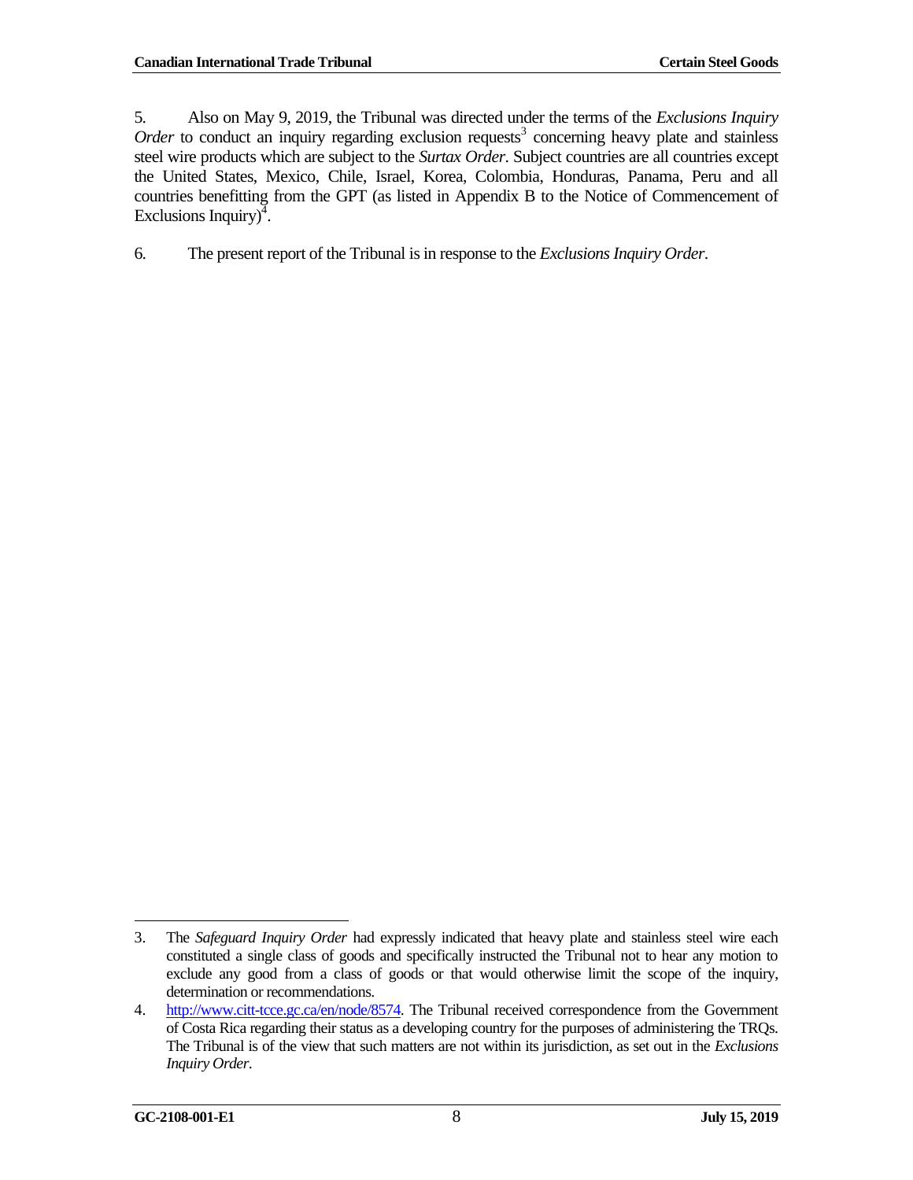5. Also on May 9, 2019, the Tribunal was directed under the terms of the *Exclusions Inquiry Order* to conduct an inquiry regarding exclusion requests[3] concerning heavy plate and stainless steel wire products which are subject to the *Surtax Order*. Subject countries are all countries except the United States, Mexico, Chile, Israel, Korea, Colombia, Honduras, Panama, Peru and all countries benefitting from the GPT (as listed in Appendix B to the Notice of Commencement of Exclusions Inquiry)[4].

6. The present report of the Tribunal is in response to the *Exclusions Inquiry Order*.

---

3. The *Safeguard Inquiry Order* had expressly indicated that heavy plate and stainless steel wire each constituted a single class of goods and specifically instructed the Tribunal not to hear any motion to exclude any good from a class of goods or that would otherwise limit the scope of the inquiry, determination or recommendations.

4. http://www.citt-tcce.gc.ca/en/node/8574. The Tribunal received correspondence from the Government of Costa Rica regarding their status as a developing country for the purposes of administering the TRQs. The Tribunal is of the view that such matters are not within its jurisdiction, as set out in the *Exclusions Inquiry Order*.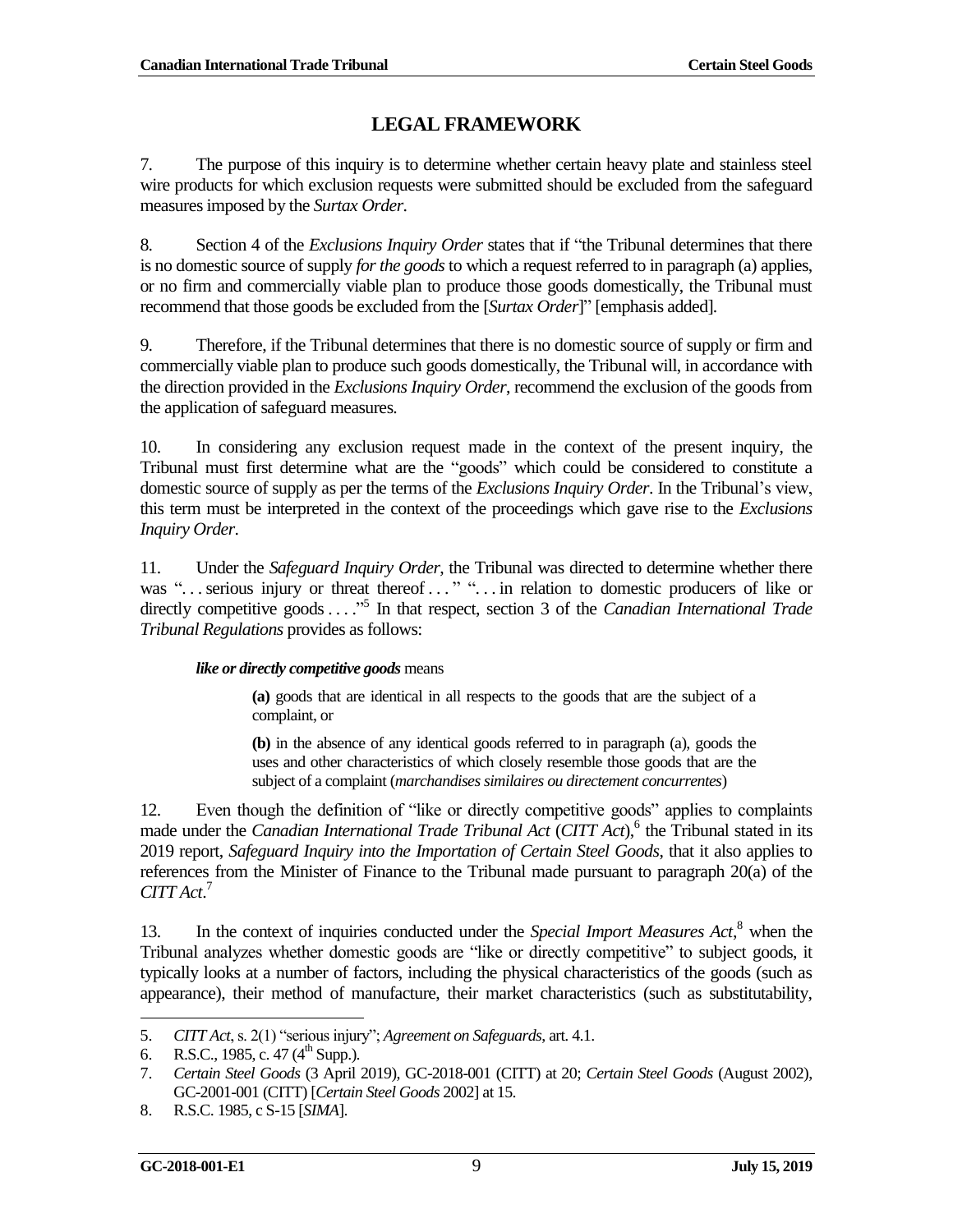# LEGAL FRAMEWORK

7. The purpose of this inquiry is to determine whether certain heavy plate and stainless steel wire products for which exclusion requests were submitted should be excluded from the safeguard measures imposed by the *Surtax Order*.

8. Section 4 of the *Exclusions Inquiry Order* states that if "the Tribunal determines that there is no domestic source of supply *for the goods* to which a request referred to in paragraph (a) applies, or no firm and commercially viable plan to produce those goods domestically, the Tribunal must recommend that those goods be excluded from the [*Surtax Order*]" [emphasis added].

9. Therefore, if the Tribunal determines that there is no domestic source of supply or firm and commercially viable plan to produce such goods domestically, the Tribunal will, in accordance with the direction provided in the *Exclusions Inquiry Order*, recommend the exclusion of the goods from the application of safeguard measures.

10. In considering any exclusion request made in the context of the present inquiry, the Tribunal must first determine what are the "goods" which could be considered to constitute a domestic source of supply as per the terms of the *Exclusions Inquiry Order*. In the Tribunal's view, this term must be interpreted in the context of the proceedings which gave rise to the *Exclusions Inquiry Order*.

11. Under the *Safeguard Inquiry Order*, the Tribunal was directed to determine whether there was ". . . serious injury or threat thereof . . . " ". . . in relation to domestic producers of like or directly competitive goods . . . ."[5] In that respect, section 3 of the *Canadian International Trade Tribunal Regulations* provides as follows:

> ***like or directly competitive goods*** means
>
> > **(a)** goods that are identical in all respects to the goods that are the subject of a complaint, or
> >
> > **(b)** in the absence of any identical goods referred to in paragraph (a), goods the uses and other characteristics of which closely resemble those goods that are the subject of a complaint (*marchandises similaires ou directement concurrentes*)

12. Even though the definition of "like or directly competitive goods" applies to complaints made under the *Canadian International Trade Tribunal Act* (*CITT Act*),[6] the Tribunal stated in its 2019 report, *Safeguard Inquiry into the Importation of Certain Steel Goods*, that it also applies to references from the Minister of Finance to the Tribunal made pursuant to paragraph 20(a) of the *CITT Act*.[7]

13. In the context of inquiries conducted under the *Special Import Measures Act*,[8] when the Tribunal analyzes whether domestic goods are "like or directly competitive" to subject goods, it typically looks at a number of factors, including the physical characteristics of the goods (such as appearance), their method of manufacture, their market characteristics (such as substitutability,

---

5. *CITT Act*, s. 2(1) "serious injury"; *Agreement on Safeguards*, art. 4.1.
6. R.S.C., 1985, c. 47 (4th Supp.).
7. *Certain Steel Goods* (3 April 2019), GC-2018-001 (CITT) at 20; *Certain Steel Goods* (August 2002), GC-2001-001 (CITT) [*Certain Steel Goods* 2002] at 15.
8. R.S.C. 1985, c S-15 [*SIMA*].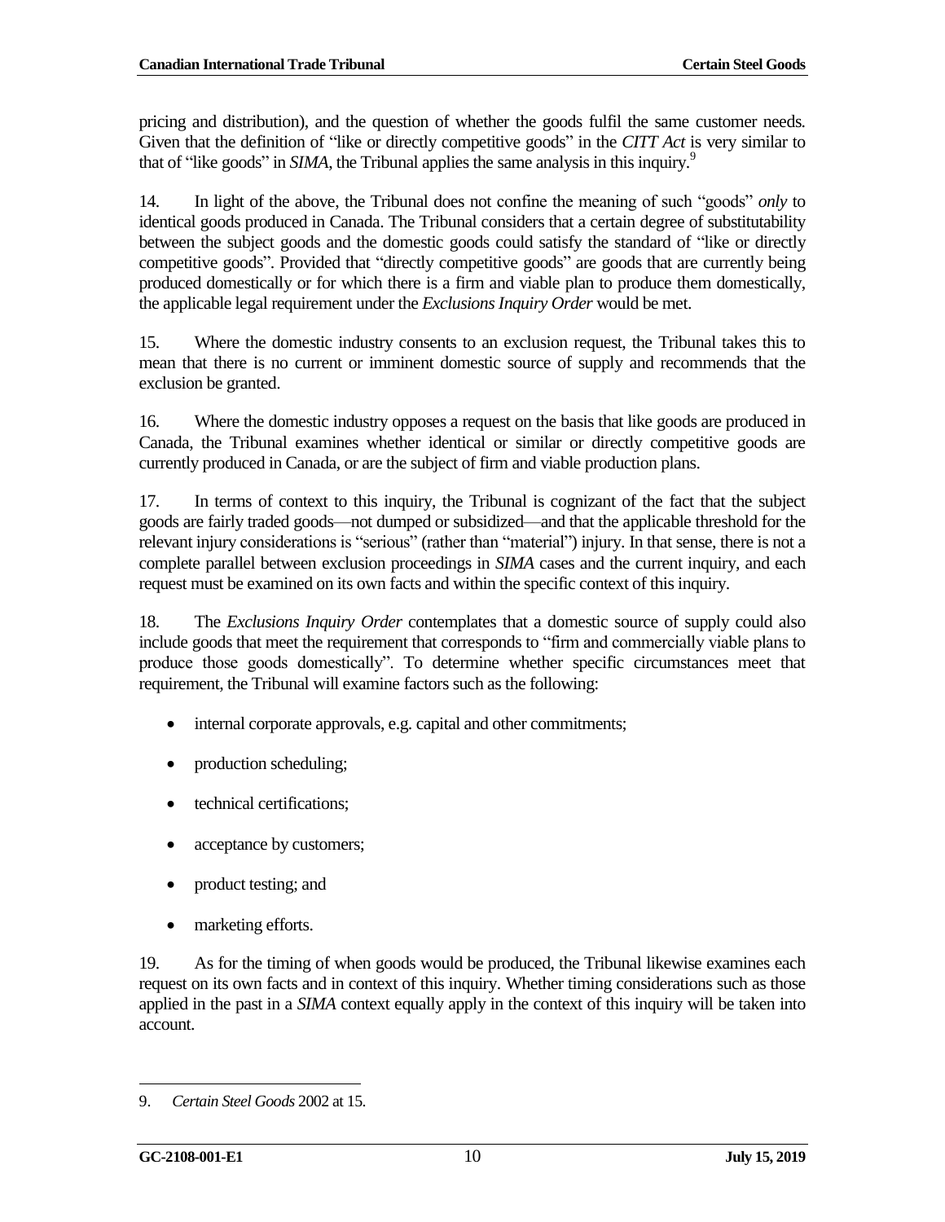pricing and distribution), and the question of whether the goods fulfil the same customer needs. Given that the definition of "like or directly competitive goods" in the *CITT Act* is very similar to that of "like goods" in *SIMA*, the Tribunal applies the same analysis in this inquiry.[9]

14. In light of the above, the Tribunal does not confine the meaning of such "goods" *only* to identical goods produced in Canada. The Tribunal considers that a certain degree of substitutability between the subject goods and the domestic goods could satisfy the standard of "like or directly competitive goods". Provided that "directly competitive goods" are goods that are currently being produced domestically or for which there is a firm and viable plan to produce them domestically, the applicable legal requirement under the *Exclusions Inquiry Order* would be met.

15. Where the domestic industry consents to an exclusion request, the Tribunal takes this to mean that there is no current or imminent domestic source of supply and recommends that the exclusion be granted.

16. Where the domestic industry opposes a request on the basis that like goods are produced in Canada, the Tribunal examines whether identical or similar or directly competitive goods are currently produced in Canada, or are the subject of firm and viable production plans.

17. In terms of context to this inquiry, the Tribunal is cognizant of the fact that the subject goods are fairly traded goods—not dumped or subsidized—and that the applicable threshold for the relevant injury considerations is "serious" (rather than "material") injury. In that sense, there is not a complete parallel between exclusion proceedings in *SIMA* cases and the current inquiry, and each request must be examined on its own facts and within the specific context of this inquiry.

18. The *Exclusions Inquiry Order* contemplates that a domestic source of supply could also include goods that meet the requirement that corresponds to "firm and commercially viable plans to produce those goods domestically". To determine whether specific circumstances meet that requirement, the Tribunal will examine factors such as the following:

- internal corporate approvals, e.g. capital and other commitments;
- production scheduling;
- technical certifications;
- acceptance by customers;
- product testing; and
- marketing efforts.

19. As for the timing of when goods would be produced, the Tribunal likewise examines each request on its own facts and in context of this inquiry. Whether timing considerations such as those applied in the past in a *SIMA* context equally apply in the context of this inquiry will be taken into account.

---

9. *Certain Steel Goods* 2002 at 15.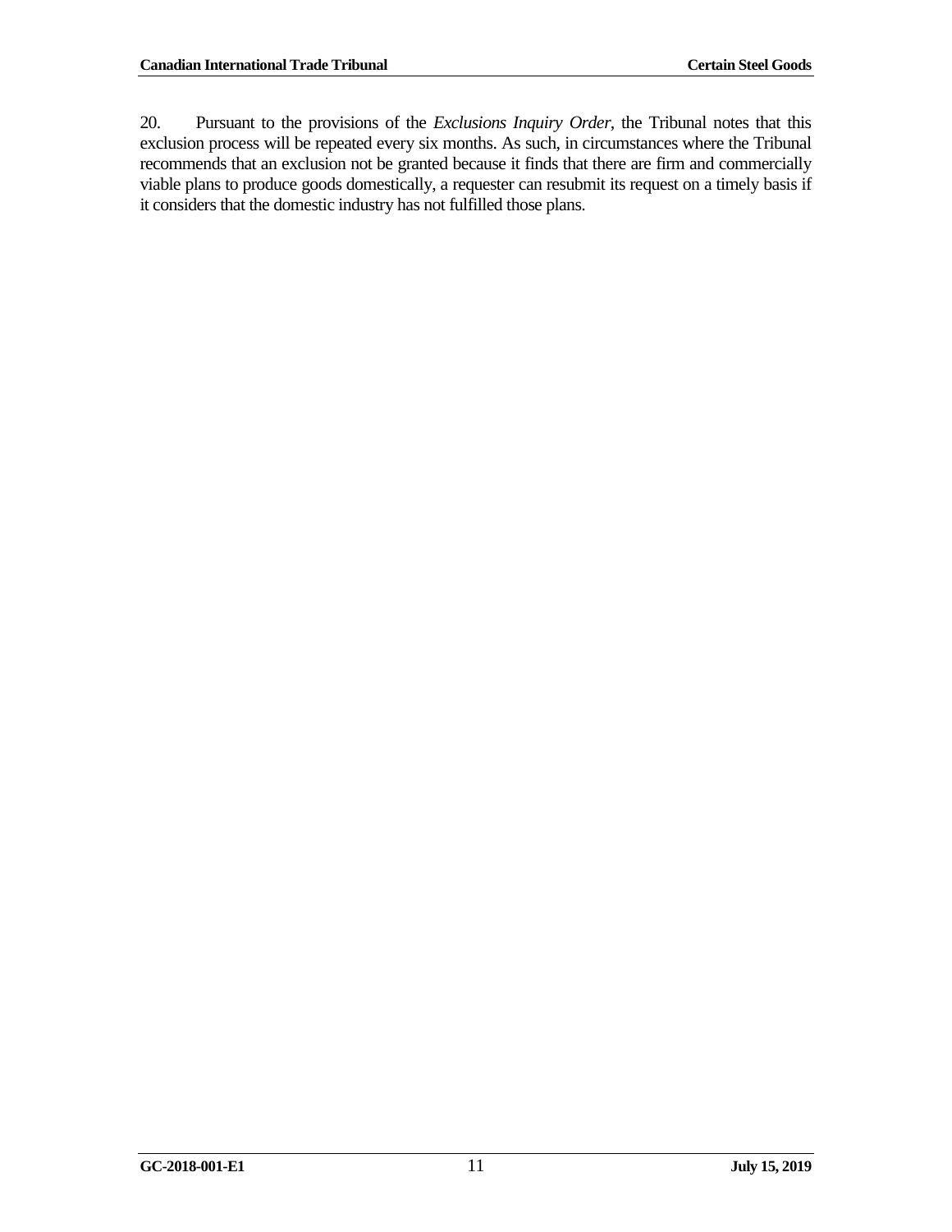20. Pursuant to the provisions of the *Exclusions Inquiry Order*, the Tribunal notes that this exclusion process will be repeated every six months. As such, in circumstances where the Tribunal recommends that an exclusion not be granted because it finds that there are firm and commercially viable plans to produce goods domestically, a requester can resubmit its request on a timely basis if it considers that the domestic industry has not fulfilled those plans.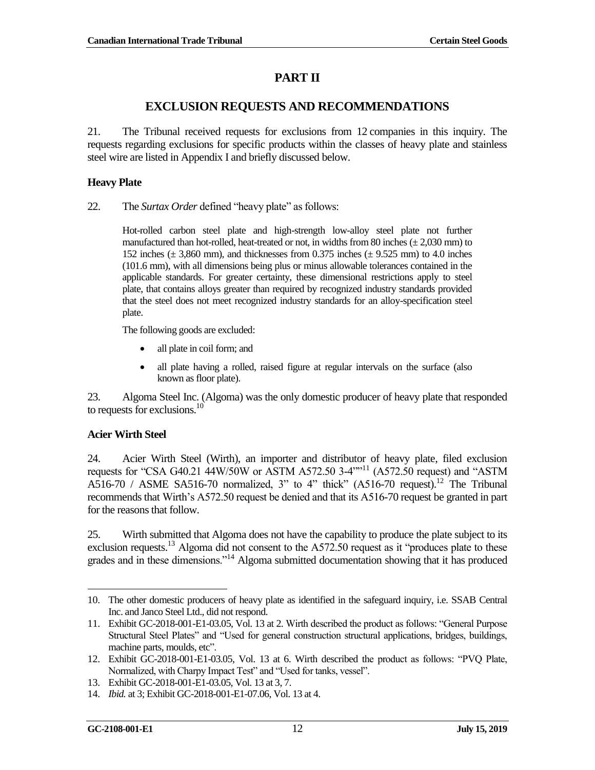# PART II

## EXCLUSION REQUESTS AND RECOMMENDATIONS

21. The Tribunal received requests for exclusions from 12 companies in this inquiry. The requests regarding exclusions for specific products within the classes of heavy plate and stainless steel wire are listed in Appendix I and briefly discussed below.

### Heavy Plate

22. The *Surtax Order* defined "heavy plate" as follows:

> Hot-rolled carbon steel plate and high-strength low-alloy steel plate not further manufactured than hot-rolled, heat-treated or not, in widths from 80 inches (± 2,030 mm) to 152 inches (± 3,860 mm), and thicknesses from 0.375 inches (± 9.525 mm) to 4.0 inches (101.6 mm), with all dimensions being plus or minus allowable tolerances contained in the applicable standards. For greater certainty, these dimensional restrictions apply to steel plate, that contains alloys greater than required by recognized industry standards provided that the steel does not meet recognized industry standards for an alloy-specification steel plate.
>
> The following goods are excluded:
>
> - all plate in coil form; and
> - all plate having a rolled, raised figure at regular intervals on the surface (also known as floor plate).

23. Algoma Steel Inc. (Algoma) was the only domestic producer of heavy plate that responded to requests for exclusions.[10]

### Acier Wirth Steel

24. Acier Wirth Steel (Wirth), an importer and distributor of heavy plate, filed exclusion requests for "CSA G40.21 44W/50W or ASTM A572.50 3-4""[11] (A572.50 request) and "ASTM A516-70 / ASME SA516-70 normalized, 3" to 4" thick" (A516-70 request).[12] The Tribunal recommends that Wirth's A572.50 request be denied and that its A516-70 request be granted in part for the reasons that follow.

25. Wirth submitted that Algoma does not have the capability to produce the plate subject to its exclusion requests.[13] Algoma did not consent to the A572.50 request as it "produces plate to these grades and in these dimensions."[14] Algoma submitted documentation showing that it has produced

---

10. The other domestic producers of heavy plate as identified in the safeguard inquiry, i.e. SSAB Central Inc. and Janco Steel Ltd., did not respond.

11. Exhibit GC-2018-001-E1-03.05, Vol. 13 at 2. Wirth described the product as follows: "General Purpose Structural Steel Plates" and "Used for general construction structural applications, bridges, buildings, machine parts, moulds, etc".

12. Exhibit GC-2018-001-E1-03.05, Vol. 13 at 6. Wirth described the product as follows: "PVQ Plate, Normalized, with Charpy Impact Test" and "Used for tanks, vessel".

13. Exhibit GC-2018-001-E1-03.05, Vol. 13 at 3, 7.

14. *Ibid.* at 3; Exhibit GC-2018-001-E1-07.06, Vol. 13 at 4.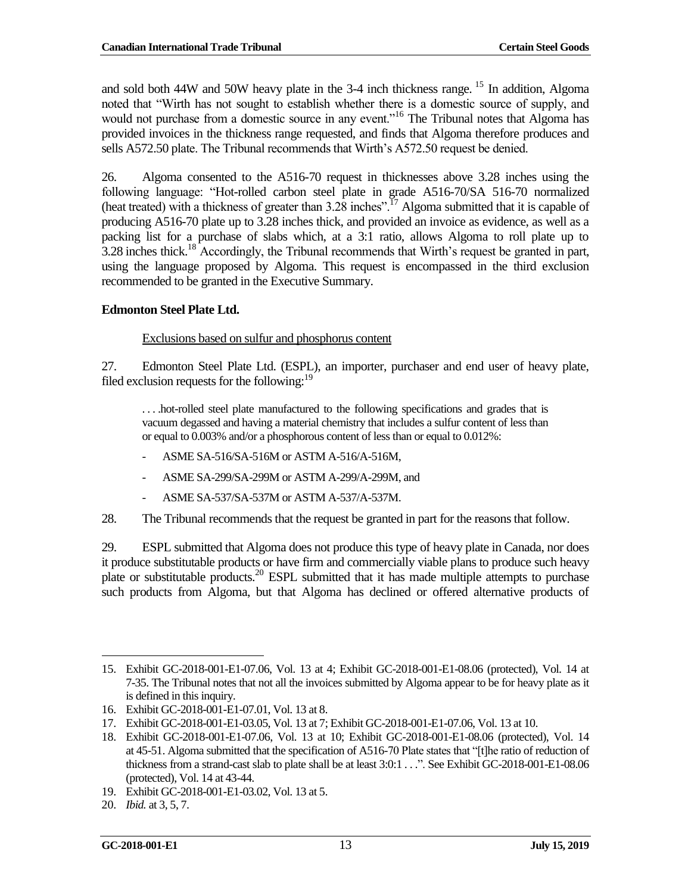and sold both 44W and 50W heavy plate in the 3-4 inch thickness range. [15] In addition, Algoma noted that "Wirth has not sought to establish whether there is a domestic source of supply, and would not purchase from a domestic source in any event."[16] The Tribunal notes that Algoma has provided invoices in the thickness range requested, and finds that Algoma therefore produces and sells A572.50 plate. The Tribunal recommends that Wirth's A572.50 request be denied.

26. Algoma consented to the A516-70 request in thicknesses above 3.28 inches using the following language: "Hot-rolled carbon steel plate in grade A516-70/SA 516-70 normalized (heat treated) with a thickness of greater than 3.28 inches".[17] Algoma submitted that it is capable of producing A516-70 plate up to 3.28 inches thick, and provided an invoice as evidence, as well as a packing list for a purchase of slabs which, at a 3:1 ratio, allows Algoma to roll plate up to 3.28 inches thick.[18] Accordingly, the Tribunal recommends that Wirth's request be granted in part, using the language proposed by Algoma. This request is encompassed in the third exclusion recommended to be granted in the Executive Summary.

**Edmonton Steel Plate Ltd.**

Exclusions based on sulfur and phosphorus content

27. Edmonton Steel Plate Ltd. (ESPL), an importer, purchaser and end user of heavy plate, filed exclusion requests for the following:[19]

> . . . .hot-rolled steel plate manufactured to the following specifications and grades that is vacuum degassed and having a material chemistry that includes a sulfur content of less than or equal to 0.003% and/or a phosphorous content of less than or equal to 0.012%:
>
> - ASME SA-516/SA-516M or ASTM A-516/A-516M,
> - ASME SA-299/SA-299M or ASTM A-299/A-299M, and
> - ASME SA-537/SA-537M or ASTM A-537/A-537M.

28. The Tribunal recommends that the request be granted in part for the reasons that follow.

29. ESPL submitted that Algoma does not produce this type of heavy plate in Canada, nor does it produce substitutable products or have firm and commercially viable plans to produce such heavy plate or substitutable products.[20] ESPL submitted that it has made multiple attempts to purchase such products from Algoma, but that Algoma has declined or offered alternative products of

---

15. Exhibit GC-2018-001-E1-07.06, Vol. 13 at 4; Exhibit GC-2018-001-E1-08.06 (protected), Vol. 14 at 7-35. The Tribunal notes that not all the invoices submitted by Algoma appear to be for heavy plate as it is defined in this inquiry.
16. Exhibit GC-2018-001-E1-07.01, Vol. 13 at 8.
17. Exhibit GC-2018-001-E1-03.05, Vol. 13 at 7; Exhibit GC-2018-001-E1-07.06, Vol. 13 at 10.
18. Exhibit GC-2018-001-E1-07.06, Vol. 13 at 10; Exhibit GC-2018-001-E1-08.06 (protected), Vol. 14 at 45-51. Algoma submitted that the specification of A516-70 Plate states that "[t]he ratio of reduction of thickness from a strand-cast slab to plate shall be at least 3:0:1 . . .". See Exhibit GC-2018-001-E1-08.06 (protected), Vol. 14 at 43-44.
19. Exhibit GC-2018-001-E1-03.02, Vol. 13 at 5.
20. *Ibid.* at 3, 5, 7.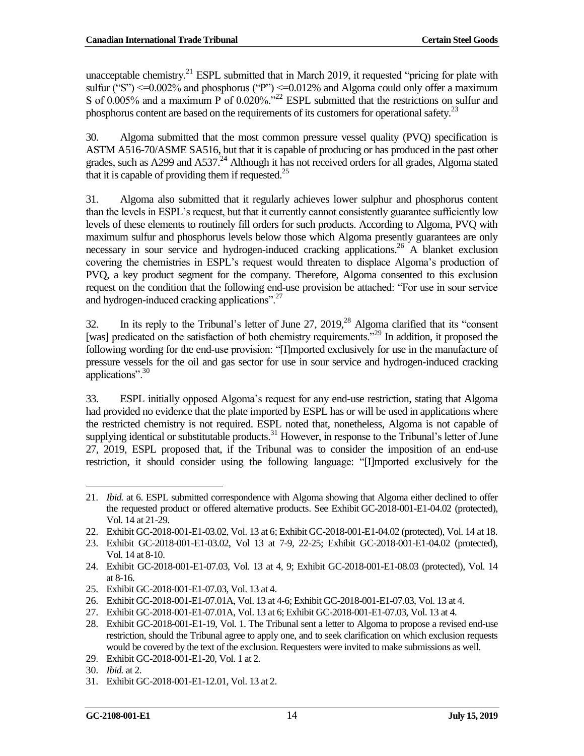unacceptable chemistry.[21] ESPL submitted that in March 2019, it requested "pricing for plate with sulfur ("S") <=0.002% and phosphorus ("P") <=0.012% and Algoma could only offer a maximum S of 0.005% and a maximum P of 0.020%."[22] ESPL submitted that the restrictions on sulfur and phosphorus content are based on the requirements of its customers for operational safety.[23]

30. Algoma submitted that the most common pressure vessel quality (PVQ) specification is ASTM A516-70/ASME SA516, but that it is capable of producing or has produced in the past other grades, such as A299 and A537.[24] Although it has not received orders for all grades, Algoma stated that it is capable of providing them if requested.[25]

31. Algoma also submitted that it regularly achieves lower sulphur and phosphorus content than the levels in ESPL's request, but that it currently cannot consistently guarantee sufficiently low levels of these elements to routinely fill orders for such products. According to Algoma, PVQ with maximum sulfur and phosphorus levels below those which Algoma presently guarantees are only necessary in sour service and hydrogen-induced cracking applications.[26] A blanket exclusion covering the chemistries in ESPL's request would threaten to displace Algoma's production of PVQ, a key product segment for the company. Therefore, Algoma consented to this exclusion request on the condition that the following end-use provision be attached: "For use in sour service and hydrogen-induced cracking applications".[27]

32. In its reply to the Tribunal's letter of June 27, 2019,[28] Algoma clarified that its "consent [was] predicated on the satisfaction of both chemistry requirements."[29] In addition, it proposed the following wording for the end-use provision: "[I]mported exclusively for use in the manufacture of pressure vessels for the oil and gas sector for use in sour service and hydrogen-induced cracking applications".[30]

33. ESPL initially opposed Algoma's request for any end-use restriction, stating that Algoma had provided no evidence that the plate imported by ESPL has or will be used in applications where the restricted chemistry is not required. ESPL noted that, nonetheless, Algoma is not capable of supplying identical or substitutable products.[31] However, in response to the Tribunal's letter of June 27, 2019, ESPL proposed that, if the Tribunal was to consider the imposition of an end-use restriction, it should consider using the following language: "[I]mported exclusively for the

---

21. *Ibid.* at 6. ESPL submitted correspondence with Algoma showing that Algoma either declined to offer the requested product or offered alternative products. See Exhibit GC-2018-001-E1-04.02 (protected), Vol. 14 at 21-29.
22. Exhibit GC-2018-001-E1-03.02, Vol. 13 at 6; Exhibit GC-2018-001-E1-04.02 (protected), Vol. 14 at 18.
23. Exhibit GC-2018-001-E1-03.02, Vol 13 at 7-9, 22-25; Exhibit GC-2018-001-E1-04.02 (protected), Vol. 14 at 8-10.
24. Exhibit GC-2018-001-E1-07.03, Vol. 13 at 4, 9; Exhibit GC-2018-001-E1-08.03 (protected), Vol. 14 at 8-16.
25. Exhibit GC-2018-001-E1-07.03, Vol. 13 at 4.
26. Exhibit GC-2018-001-E1-07.01A, Vol. 13 at 4-6; Exhibit GC-2018-001-E1-07.03, Vol. 13 at 4.
27. Exhibit GC-2018-001-E1-07.01A, Vol. 13 at 6; Exhibit GC-2018-001-E1-07.03, Vol. 13 at 4.
28. Exhibit GC-2018-001-E1-19, Vol. 1. The Tribunal sent a letter to Algoma to propose a revised end-use restriction, should the Tribunal agree to apply one, and to seek clarification on which exclusion requests would be covered by the text of the exclusion. Requesters were invited to make submissions as well.
29. Exhibit GC-2018-001-E1-20, Vol. 1 at 2.
30. *Ibid.* at 2.
31. Exhibit GC-2018-001-E1-12.01, Vol. 13 at 2.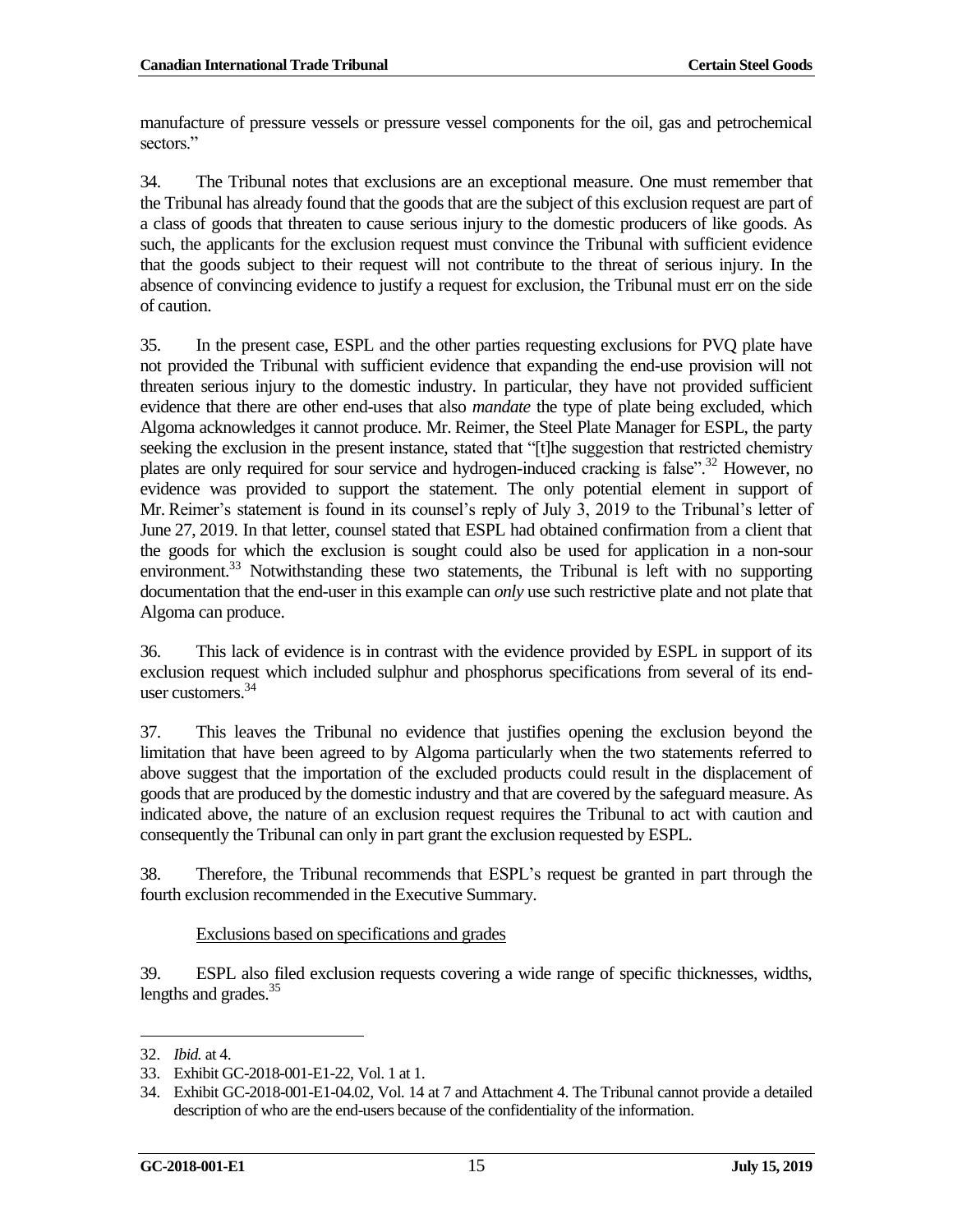manufacture of pressure vessels or pressure vessel components for the oil, gas and petrochemical sectors."

34. The Tribunal notes that exclusions are an exceptional measure. One must remember that the Tribunal has already found that the goods that are the subject of this exclusion request are part of a class of goods that threaten to cause serious injury to the domestic producers of like goods. As such, the applicants for the exclusion request must convince the Tribunal with sufficient evidence that the goods subject to their request will not contribute to the threat of serious injury. In the absence of convincing evidence to justify a request for exclusion, the Tribunal must err on the side of caution.

35. In the present case, ESPL and the other parties requesting exclusions for PVQ plate have not provided the Tribunal with sufficient evidence that expanding the end-use provision will not threaten serious injury to the domestic industry. In particular, they have not provided sufficient evidence that there are other end-uses that also *mandate* the type of plate being excluded, which Algoma acknowledges it cannot produce. Mr. Reimer, the Steel Plate Manager for ESPL, the party seeking the exclusion in the present instance, stated that "[t]he suggestion that restricted chemistry plates are only required for sour service and hydrogen-induced cracking is false".[32] However, no evidence was provided to support the statement. The only potential element in support of Mr. Reimer's statement is found in its counsel's reply of July 3, 2019 to the Tribunal's letter of June 27, 2019. In that letter, counsel stated that ESPL had obtained confirmation from a client that the goods for which the exclusion is sought could also be used for application in a non-sour environment.[33] Notwithstanding these two statements, the Tribunal is left with no supporting documentation that the end-user in this example can *only* use such restrictive plate and not plate that Algoma can produce.

36. This lack of evidence is in contrast with the evidence provided by ESPL in support of its exclusion request which included sulphur and phosphorus specifications from several of its end-user customers.[34]

37. This leaves the Tribunal no evidence that justifies opening the exclusion beyond the limitation that have been agreed to by Algoma particularly when the two statements referred to above suggest that the importation of the excluded products could result in the displacement of goods that are produced by the domestic industry and that are covered by the safeguard measure. As indicated above, the nature of an exclusion request requires the Tribunal to act with caution and consequently the Tribunal can only in part grant the exclusion requested by ESPL.

38. Therefore, the Tribunal recommends that ESPL's request be granted in part through the fourth exclusion recommended in the Executive Summary.

Exclusions based on specifications and grades

39. ESPL also filed exclusion requests covering a wide range of specific thicknesses, widths, lengths and grades.[35]

---

32. *Ibid.* at 4.
33. Exhibit GC-2018-001-E1-22, Vol. 1 at 1.
34. Exhibit GC-2018-001-E1-04.02, Vol. 14 at 7 and Attachment 4. The Tribunal cannot provide a detailed description of who are the end-users because of the confidentiality of the information.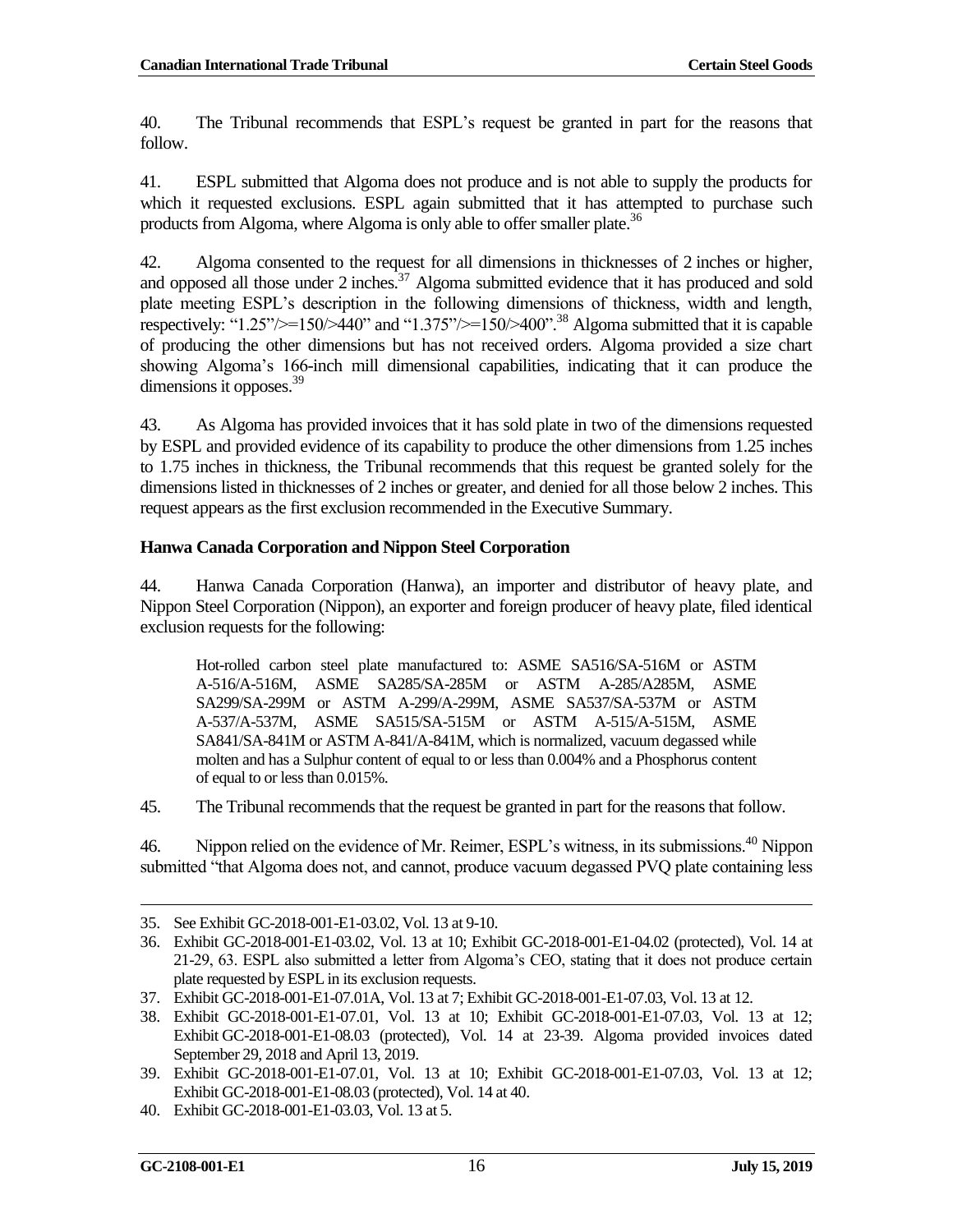40. The Tribunal recommends that ESPL's request be granted in part for the reasons that follow.

41. ESPL submitted that Algoma does not produce and is not able to supply the products for which it requested exclusions. ESPL again submitted that it has attempted to purchase such products from Algoma, where Algoma is only able to offer smaller plate.[36]

42. Algoma consented to the request for all dimensions in thicknesses of 2 inches or higher, and opposed all those under 2 inches.[37] Algoma submitted evidence that it has produced and sold plate meeting ESPL's description in the following dimensions of thickness, width and length, respectively: "1.25"/>=150/>440" and "1.375"/>=150/>400".[38] Algoma submitted that it is capable of producing the other dimensions but has not received orders. Algoma provided a size chart showing Algoma's 166-inch mill dimensional capabilities, indicating that it can produce the dimensions it opposes.[39]

43. As Algoma has provided invoices that it has sold plate in two of the dimensions requested by ESPL and provided evidence of its capability to produce the other dimensions from 1.25 inches to 1.75 inches in thickness, the Tribunal recommends that this request be granted solely for the dimensions listed in thicknesses of 2 inches or greater, and denied for all those below 2 inches. This request appears as the first exclusion recommended in the Executive Summary.

### Hanwa Canada Corporation and Nippon Steel Corporation

44. Hanwa Canada Corporation (Hanwa), an importer and distributor of heavy plate, and Nippon Steel Corporation (Nippon), an exporter and foreign producer of heavy plate, filed identical exclusion requests for the following:

> Hot-rolled carbon steel plate manufactured to: ASME SA516/SA-516M or ASTM A-516/A-516M, ASME SA285/SA-285M or ASTM A-285/A285M, ASME SA299/SA-299M or ASTM A-299/A-299M, ASME SA537/SA-537M or ASTM A-537/A-537M, ASME SA515/SA-515M or ASTM A-515/A-515M, ASME SA841/SA-841M or ASTM A-841/A-841M, which is normalized, vacuum degassed while molten and has a Sulphur content of equal to or less than 0.004% and a Phosphorus content of equal to or less than 0.015%.

45. The Tribunal recommends that the request be granted in part for the reasons that follow.

46. Nippon relied on the evidence of Mr. Reimer, ESPL's witness, in its submissions.[40] Nippon submitted "that Algoma does not, and cannot, produce vacuum degassed PVQ plate containing less

---

35. See Exhibit GC-2018-001-E1-03.02, Vol. 13 at 9-10.
36. Exhibit GC-2018-001-E1-03.02, Vol. 13 at 10; Exhibit GC-2018-001-E1-04.02 (protected), Vol. 14 at 21-29, 63. ESPL also submitted a letter from Algoma's CEO, stating that it does not produce certain plate requested by ESPL in its exclusion requests.
37. Exhibit GC-2018-001-E1-07.01A, Vol. 13 at 7; Exhibit GC-2018-001-E1-07.03, Vol. 13 at 12.
38. Exhibit GC-2018-001-E1-07.01, Vol. 13 at 10; Exhibit GC-2018-001-E1-07.03, Vol. 13 at 12; Exhibit GC-2018-001-E1-08.03 (protected), Vol. 14 at 23-39. Algoma provided invoices dated September 29, 2018 and April 13, 2019.
39. Exhibit GC-2018-001-E1-07.01, Vol. 13 at 10; Exhibit GC-2018-001-E1-07.03, Vol. 13 at 12; Exhibit GC-2018-001-E1-08.03 (protected), Vol. 14 at 40.
40. Exhibit GC-2018-001-E1-03.03, Vol. 13 at 5.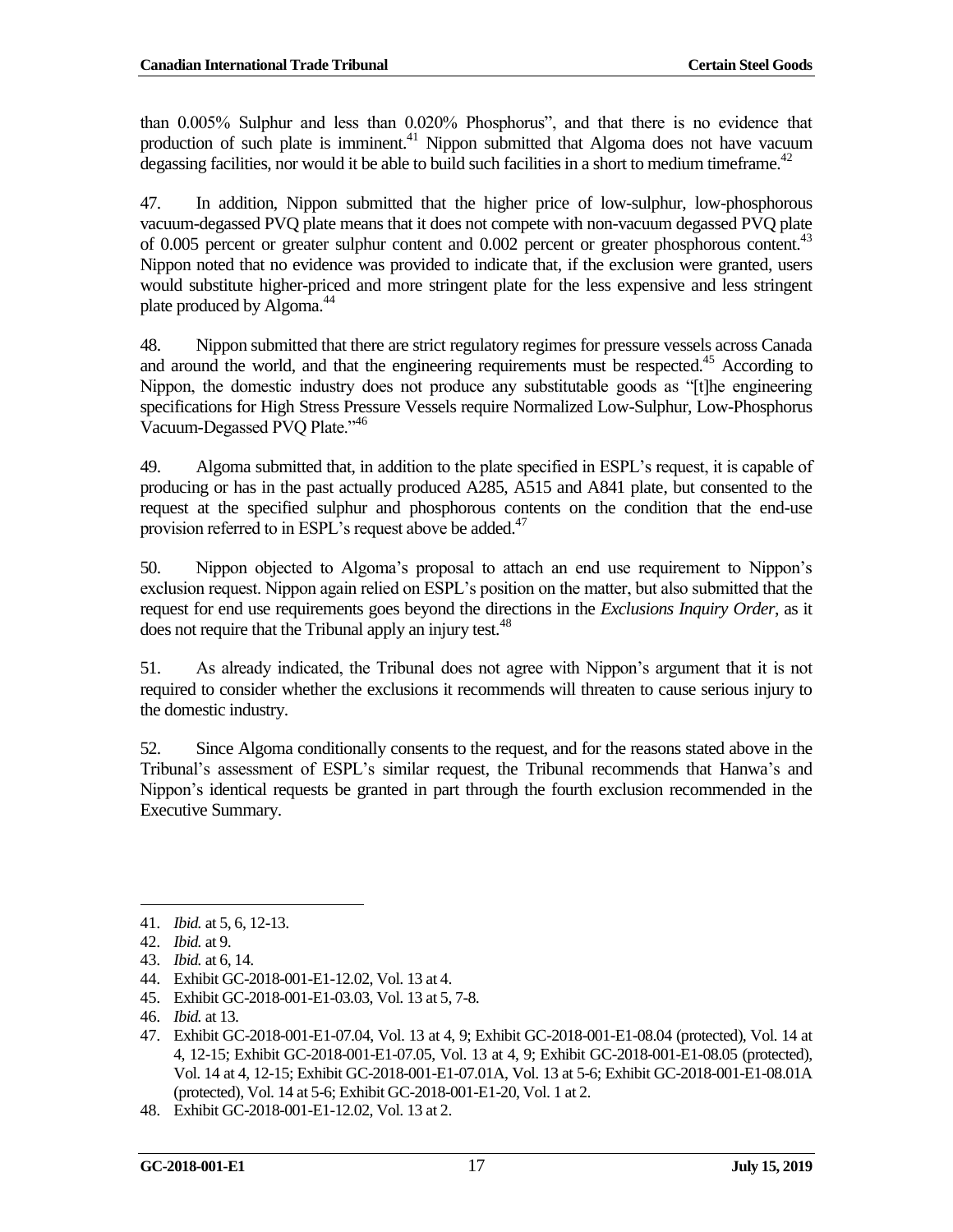than 0.005% Sulphur and less than 0.020% Phosphorus", and that there is no evidence that production of such plate is imminent.[41] Nippon submitted that Algoma does not have vacuum degassing facilities, nor would it be able to build such facilities in a short to medium timeframe.[42]

47. In addition, Nippon submitted that the higher price of low-sulphur, low-phosphorous vacuum-degassed PVQ plate means that it does not compete with non-vacuum degassed PVQ plate of 0.005 percent or greater sulphur content and 0.002 percent or greater phosphorous content.[43] Nippon noted that no evidence was provided to indicate that, if the exclusion were granted, users would substitute higher-priced and more stringent plate for the less expensive and less stringent plate produced by Algoma.[44]

48. Nippon submitted that there are strict regulatory regimes for pressure vessels across Canada and around the world, and that the engineering requirements must be respected.[45] According to Nippon, the domestic industry does not produce any substitutable goods as "[t]he engineering specifications for High Stress Pressure Vessels require Normalized Low-Sulphur, Low-Phosphorus Vacuum-Degassed PVQ Plate."[46]

49. Algoma submitted that, in addition to the plate specified in ESPL's request, it is capable of producing or has in the past actually produced A285, A515 and A841 plate, but consented to the request at the specified sulphur and phosphorous contents on the condition that the end-use provision referred to in ESPL's request above be added.[47]

50. Nippon objected to Algoma's proposal to attach an end use requirement to Nippon's exclusion request. Nippon again relied on ESPL's position on the matter, but also submitted that the request for end use requirements goes beyond the directions in the *Exclusions Inquiry Order*, as it does not require that the Tribunal apply an injury test.[48]

51. As already indicated, the Tribunal does not agree with Nippon's argument that it is not required to consider whether the exclusions it recommends will threaten to cause serious injury to the domestic industry.

52. Since Algoma conditionally consents to the request, and for the reasons stated above in the Tribunal's assessment of ESPL's similar request, the Tribunal recommends that Hanwa's and Nippon's identical requests be granted in part through the fourth exclusion recommended in the Executive Summary.

---

41. *Ibid.* at 5, 6, 12-13.
42. *Ibid.* at 9.
43. *Ibid.* at 6, 14.
44. Exhibit GC-2018-001-E1-12.02, Vol. 13 at 4.
45. Exhibit GC-2018-001-E1-03.03, Vol. 13 at 5, 7-8.
46. *Ibid.* at 13.
47. Exhibit GC-2018-001-E1-07.04, Vol. 13 at 4, 9; Exhibit GC-2018-001-E1-08.04 (protected), Vol. 14 at 4, 12-15; Exhibit GC-2018-001-E1-07.05, Vol. 13 at 4, 9; Exhibit GC-2018-001-E1-08.05 (protected), Vol. 14 at 4, 12-15; Exhibit GC-2018-001-E1-07.01A, Vol. 13 at 5-6; Exhibit GC-2018-001-E1-08.01A (protected), Vol. 14 at 5-6; Exhibit GC-2018-001-E1-20, Vol. 1 at 2.
48. Exhibit GC-2018-001-E1-12.02, Vol. 13 at 2.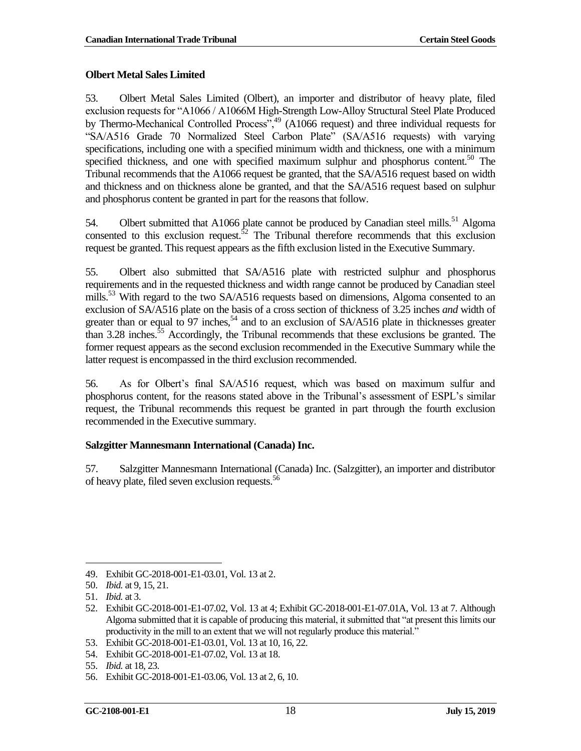### Olbert Metal Sales Limited

53. Olbert Metal Sales Limited (Olbert), an importer and distributor of heavy plate, filed exclusion requests for "A1066 / A1066M High-Strength Low-Alloy Structural Steel Plate Produced by Thermo-Mechanical Controlled Process",[49] (A1066 request) and three individual requests for "SA/A516 Grade 70 Normalized Steel Carbon Plate" (SA/A516 requests) with varying specifications, including one with a specified minimum width and thickness, one with a minimum specified thickness, and one with specified maximum sulphur and phosphorus content.[50] The Tribunal recommends that the A1066 request be granted, that the SA/A516 request based on width and thickness and on thickness alone be granted, and that the SA/A516 request based on sulphur and phosphorus content be granted in part for the reasons that follow.

54. Olbert submitted that A1066 plate cannot be produced by Canadian steel mills.[51] Algoma consented to this exclusion request.[52] The Tribunal therefore recommends that this exclusion request be granted. This request appears as the fifth exclusion listed in the Executive Summary.

55. Olbert also submitted that SA/A516 plate with restricted sulphur and phosphorus requirements and in the requested thickness and width range cannot be produced by Canadian steel mills.[53] With regard to the two SA/A516 requests based on dimensions, Algoma consented to an exclusion of SA/A516 plate on the basis of a cross section of thickness of 3.25 inches *and* width of greater than or equal to 97 inches,[54] and to an exclusion of SA/A516 plate in thicknesses greater than 3.28 inches.[55] Accordingly, the Tribunal recommends that these exclusions be granted. The former request appears as the second exclusion recommended in the Executive Summary while the latter request is encompassed in the third exclusion recommended.

56. As for Olbert's final SA/A516 request, which was based on maximum sulfur and phosphorus content, for the reasons stated above in the Tribunal's assessment of ESPL's similar request, the Tribunal recommends this request be granted in part through the fourth exclusion recommended in the Executive summary.

### Salzgitter Mannesmann International (Canada) Inc.

57. Salzgitter Mannesmann International (Canada) Inc. (Salzgitter), an importer and distributor of heavy plate, filed seven exclusion requests.[56]

---

49. Exhibit GC-2018-001-E1-03.01, Vol. 13 at 2.
50. *Ibid.* at 9, 15, 21.
51. *Ibid.* at 3.
52. Exhibit GC-2018-001-E1-07.02, Vol. 13 at 4; Exhibit GC-2018-001-E1-07.01A, Vol. 13 at 7. Although Algoma submitted that it is capable of producing this material, it submitted that "at present this limits our productivity in the mill to an extent that we will not regularly produce this material."
53. Exhibit GC-2018-001-E1-03.01, Vol. 13 at 10, 16, 22.
54. Exhibit GC-2018-001-E1-07.02, Vol. 13 at 18.
55. *Ibid.* at 18, 23.
56. Exhibit GC-2018-001-E1-03.06, Vol. 13 at 2, 6, 10.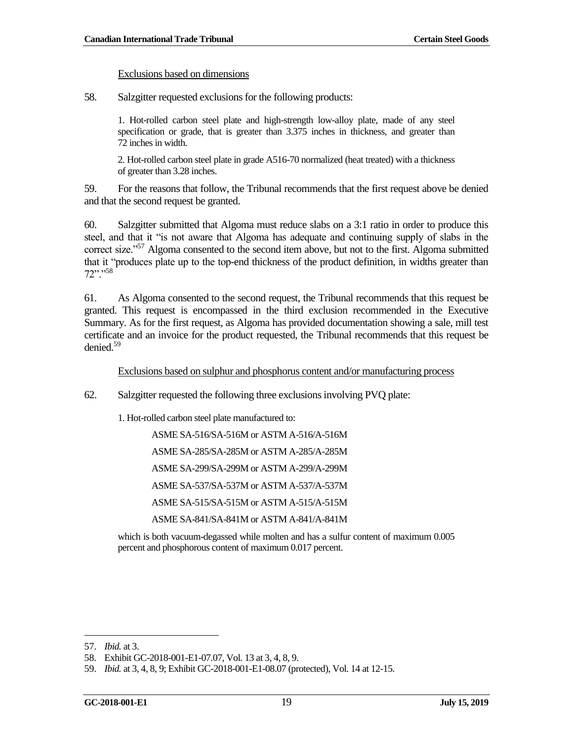Exclusions based on dimensions

58. Salzgitter requested exclusions for the following products:

> 1. Hot-rolled carbon steel plate and high-strength low-alloy plate, made of any steel specification or grade, that is greater than 3.375 inches in thickness, and greater than 72 inches in width.
>
> 2. Hot-rolled carbon steel plate in grade A516-70 normalized (heat treated) with a thickness of greater than 3.28 inches.

59. For the reasons that follow, the Tribunal recommends that the first request above be denied and that the second request be granted.

60. Salzgitter submitted that Algoma must reduce slabs on a 3:1 ratio in order to produce this steel, and that it "is not aware that Algoma has adequate and continuing supply of slabs in the correct size."[57] Algoma consented to the second item above, but not to the first. Algoma submitted that it "produces plate up to the top-end thickness of the product definition, in widths greater than 72"."[58]

61. As Algoma consented to the second request, the Tribunal recommends that this request be granted. This request is encompassed in the third exclusion recommended in the Executive Summary. As for the first request, as Algoma has provided documentation showing a sale, mill test certificate and an invoice for the product requested, the Tribunal recommends that this request be denied.[59]

Exclusions based on sulphur and phosphorus content and/or manufacturing process

62. Salzgitter requested the following three exclusions involving PVQ plate:

> 1. Hot-rolled carbon steel plate manufactured to:
>
> ASME SA-516/SA-516M or ASTM A-516/A-516M
>
> ASME SA-285/SA-285M or ASTM A-285/A-285M
>
> ASME SA-299/SA-299M or ASTM A-299/A-299M
>
> ASME SA-537/SA-537M or ASTM A-537/A-537M
>
> ASME SA-515/SA-515M or ASTM A-515/A-515M
>
> ASME SA-841/SA-841M or ASTM A-841/A-841M
>
> which is both vacuum-degassed while molten and has a sulfur content of maximum 0.005 percent and phosphorous content of maximum 0.017 percent.

---

57. *Ibid.* at 3.

58. Exhibit GC-2018-001-E1-07.07, Vol. 13 at 3, 4, 8, 9.

59. *Ibid.* at 3, 4, 8, 9; Exhibit GC-2018-001-E1-08.07 (protected), Vol. 14 at 12-15.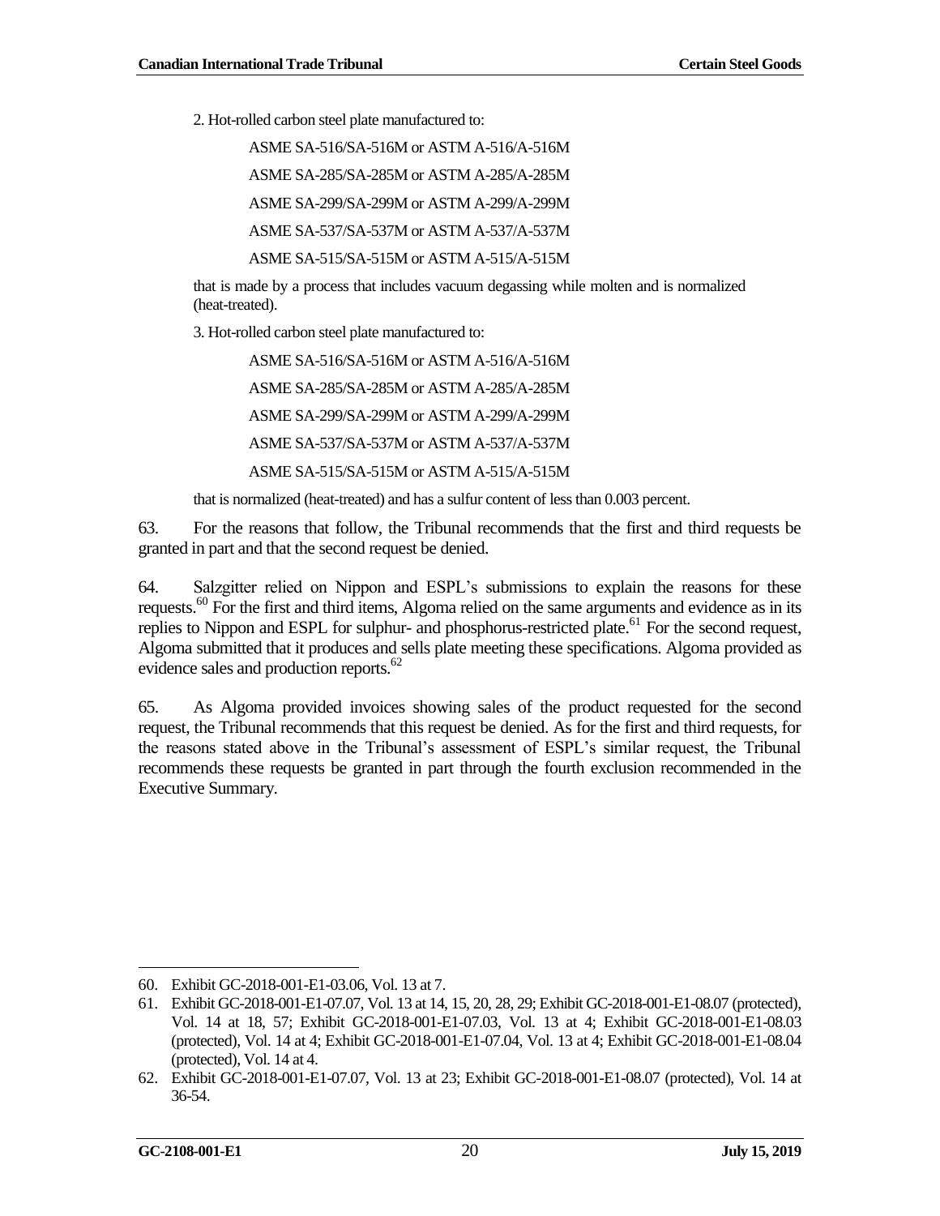2. Hot-rolled carbon steel plate manufactured to:

ASME SA-516/SA-516M or ASTM A-516/A-516M

ASME SA-285/SA-285M or ASTM A-285/A-285M

ASME SA-299/SA-299M or ASTM A-299/A-299M

ASME SA-537/SA-537M or ASTM A-537/A-537M

ASME SA-515/SA-515M or ASTM A-515/A-515M

that is made by a process that includes vacuum degassing while molten and is normalized (heat-treated).

3. Hot-rolled carbon steel plate manufactured to:

ASME SA-516/SA-516M or ASTM A-516/A-516M

ASME SA-285/SA-285M or ASTM A-285/A-285M

ASME SA-299/SA-299M or ASTM A-299/A-299M

ASME SA-537/SA-537M or ASTM A-537/A-537M

ASME SA-515/SA-515M or ASTM A-515/A-515M

that is normalized (heat-treated) and has a sulfur content of less than 0.003 percent.

63. For the reasons that follow, the Tribunal recommends that the first and third requests be granted in part and that the second request be denied.

64. Salzgitter relied on Nippon and ESPL's submissions to explain the reasons for these requests.[60] For the first and third items, Algoma relied on the same arguments and evidence as in its replies to Nippon and ESPL for sulphur- and phosphorus-restricted plate.[61] For the second request, Algoma submitted that it produces and sells plate meeting these specifications. Algoma provided as evidence sales and production reports.[62]

65. As Algoma provided invoices showing sales of the product requested for the second request, the Tribunal recommends that this request be denied. As for the first and third requests, for the reasons stated above in the Tribunal's assessment of ESPL's similar request, the Tribunal recommends these requests be granted in part through the fourth exclusion recommended in the Executive Summary.

---

60. Exhibit GC-2018-001-E1-03.06, Vol. 13 at 7.

61. Exhibit GC-2018-001-E1-07.07, Vol. 13 at 14, 15, 20, 28, 29; Exhibit GC-2018-001-E1-08.07 (protected), Vol. 14 at 18, 57; Exhibit GC-2018-001-E1-07.03, Vol. 13 at 4; Exhibit GC-2018-001-E1-08.03 (protected), Vol. 14 at 4; Exhibit GC-2018-001-E1-07.04, Vol. 13 at 4; Exhibit GC-2018-001-E1-08.04 (protected), Vol. 14 at 4.

62. Exhibit GC-2018-001-E1-07.07, Vol. 13 at 23; Exhibit GC-2018-001-E1-08.07 (protected), Vol. 14 at 36-54.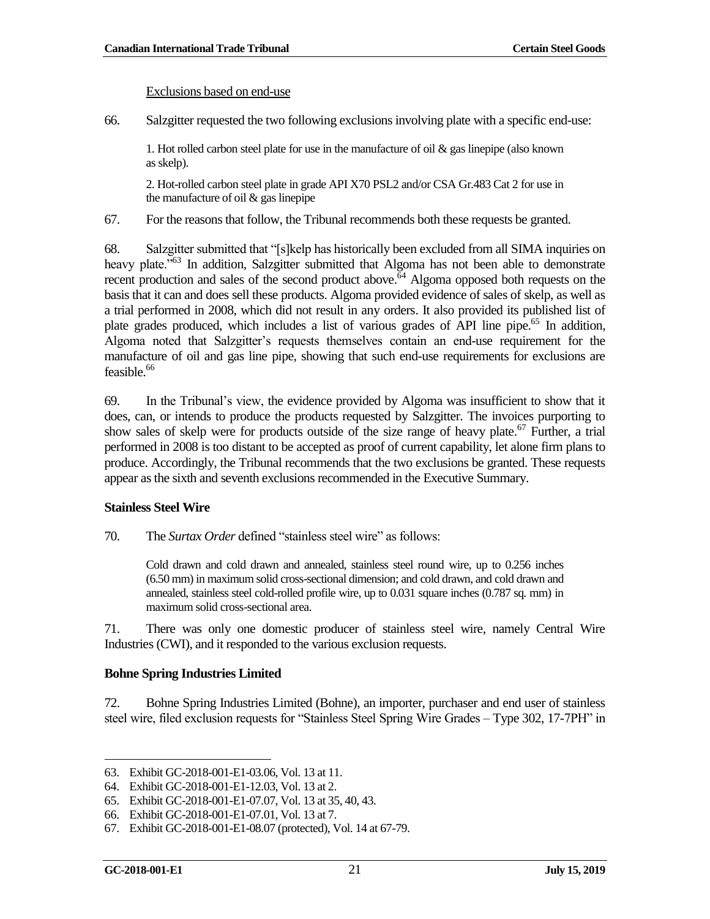Exclusions based on end-use

66. Salzgitter requested the two following exclusions involving plate with a specific end-use:

> 1. Hot rolled carbon steel plate for use in the manufacture of oil & gas linepipe (also known as skelp).
>
> 2. Hot-rolled carbon steel plate in grade API X70 PSL2 and/or CSA Gr.483 Cat 2 for use in the manufacture of oil & gas linepipe

67. For the reasons that follow, the Tribunal recommends both these requests be granted.

68. Salzgitter submitted that "[s]kelp has historically been excluded from all SIMA inquiries on heavy plate."[63] In addition, Salzgitter submitted that Algoma has not been able to demonstrate recent production and sales of the second product above.[64] Algoma opposed both requests on the basis that it can and does sell these products. Algoma provided evidence of sales of skelp, as well as a trial performed in 2008, which did not result in any orders. It also provided its published list of plate grades produced, which includes a list of various grades of API line pipe.[65] In addition, Algoma noted that Salzgitter's requests themselves contain an end-use requirement for the manufacture of oil and gas line pipe, showing that such end-use requirements for exclusions are feasible.[66]

69. In the Tribunal's view, the evidence provided by Algoma was insufficient to show that it does, can, or intends to produce the products requested by Salzgitter. The invoices purporting to show sales of skelp were for products outside of the size range of heavy plate.[67] Further, a trial performed in 2008 is too distant to be accepted as proof of current capability, let alone firm plans to produce. Accordingly, the Tribunal recommends that the two exclusions be granted. These requests appear as the sixth and seventh exclusions recommended in the Executive Summary.

## Stainless Steel Wire

70. The *Surtax Order* defined "stainless steel wire" as follows:

> Cold drawn and cold drawn and annealed, stainless steel round wire, up to 0.256 inches (6.50 mm) in maximum solid cross-sectional dimension; and cold drawn, and cold drawn and annealed, stainless steel cold-rolled profile wire, up to 0.031 square inches (0.787 sq. mm) in maximum solid cross-sectional area.

71. There was only one domestic producer of stainless steel wire, namely Central Wire Industries (CWI), and it responded to the various exclusion requests.

## Bohne Spring Industries Limited

72. Bohne Spring Industries Limited (Bohne), an importer, purchaser and end user of stainless steel wire, filed exclusion requests for "Stainless Steel Spring Wire Grades – Type 302, 17-7PH" in

---

63. Exhibit GC-2018-001-E1-03.06, Vol. 13 at 11.
64. Exhibit GC-2018-001-E1-12.03, Vol. 13 at 2.
65. Exhibit GC-2018-001-E1-07.07, Vol. 13 at 35, 40, 43.
66. Exhibit GC-2018-001-E1-07.01, Vol. 13 at 7.
67. Exhibit GC-2018-001-E1-08.07 (protected), Vol. 14 at 67-79.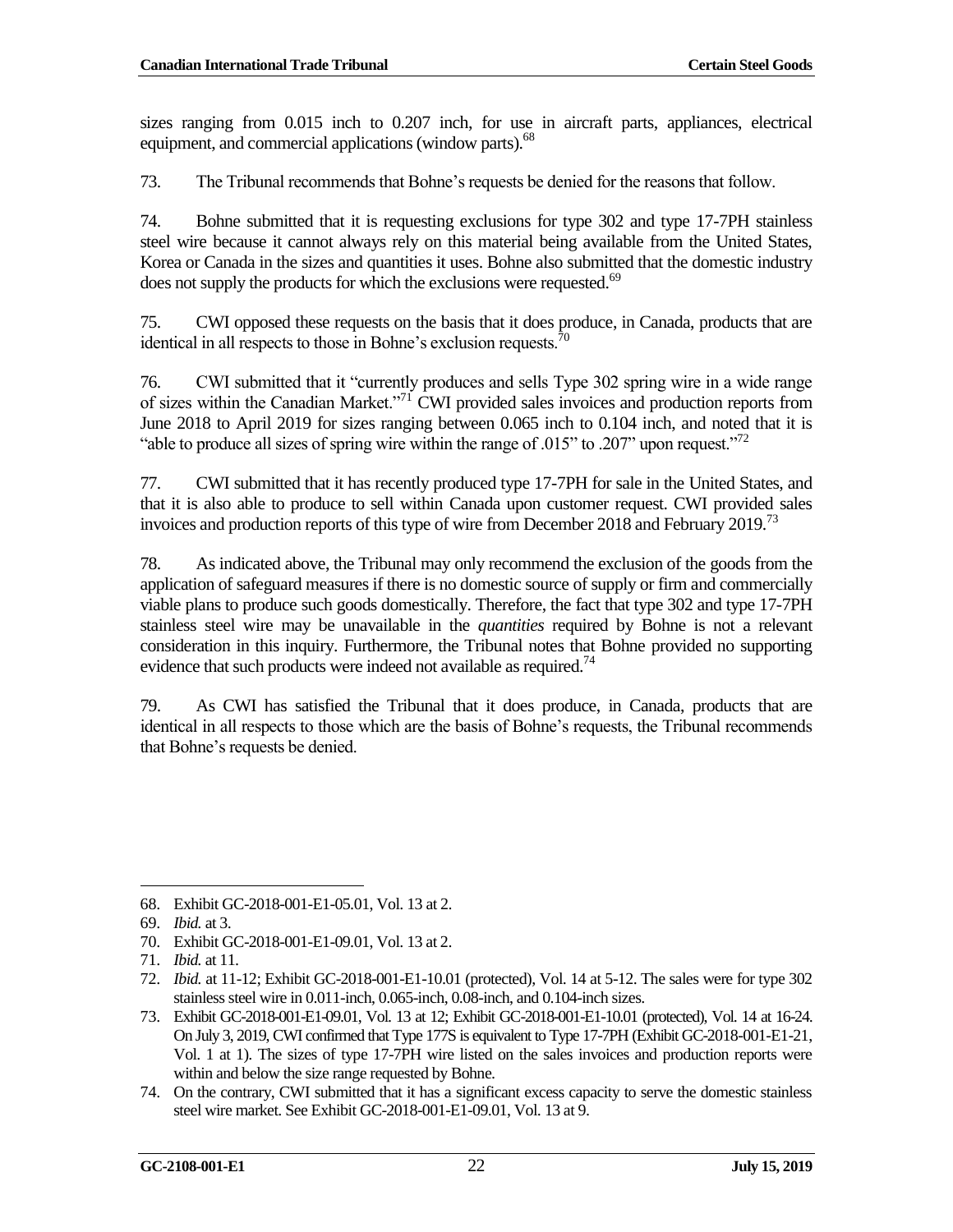sizes ranging from 0.015 inch to 0.207 inch, for use in aircraft parts, appliances, electrical equipment, and commercial applications (window parts).[68]

73. The Tribunal recommends that Bohne's requests be denied for the reasons that follow.

74. Bohne submitted that it is requesting exclusions for type 302 and type 17-7PH stainless steel wire because it cannot always rely on this material being available from the United States, Korea or Canada in the sizes and quantities it uses. Bohne also submitted that the domestic industry does not supply the products for which the exclusions were requested.[69]

75. CWI opposed these requests on the basis that it does produce, in Canada, products that are identical in all respects to those in Bohne's exclusion requests.[70]

76. CWI submitted that it "currently produces and sells Type 302 spring wire in a wide range of sizes within the Canadian Market."[71] CWI provided sales invoices and production reports from June 2018 to April 2019 for sizes ranging between 0.065 inch to 0.104 inch, and noted that it is "able to produce all sizes of spring wire within the range of .015" to .207" upon request."[72]

77. CWI submitted that it has recently produced type 17-7PH for sale in the United States, and that it is also able to produce to sell within Canada upon customer request. CWI provided sales invoices and production reports of this type of wire from December 2018 and February 2019.[73]

78. As indicated above, the Tribunal may only recommend the exclusion of the goods from the application of safeguard measures if there is no domestic source of supply or firm and commercially viable plans to produce such goods domestically. Therefore, the fact that type 302 and type 17-7PH stainless steel wire may be unavailable in the *quantities* required by Bohne is not a relevant consideration in this inquiry. Furthermore, the Tribunal notes that Bohne provided no supporting evidence that such products were indeed not available as required.[74]

79. As CWI has satisfied the Tribunal that it does produce, in Canada, products that are identical in all respects to those which are the basis of Bohne's requests, the Tribunal recommends that Bohne's requests be denied.

---

68. Exhibit GC-2018-001-E1-05.01, Vol. 13 at 2.
69. *Ibid.* at 3.
70. Exhibit GC-2018-001-E1-09.01, Vol. 13 at 2.
71. *Ibid.* at 11.
72. *Ibid.* at 11-12; Exhibit GC-2018-001-E1-10.01 (protected), Vol. 14 at 5-12. The sales were for type 302 stainless steel wire in 0.011-inch, 0.065-inch, 0.08-inch, and 0.104-inch sizes.
73. Exhibit GC-2018-001-E1-09.01, Vol. 13 at 12; Exhibit GC-2018-001-E1-10.01 (protected), Vol. 14 at 16-24. On July 3, 2019, CWI confirmed that Type 177S is equivalent to Type 17-7PH (Exhibit GC-2018-001-E1-21, Vol. 1 at 1). The sizes of type 17-7PH wire listed on the sales invoices and production reports were within and below the size range requested by Bohne.
74. On the contrary, CWI submitted that it has a significant excess capacity to serve the domestic stainless steel wire market. See Exhibit GC-2018-001-E1-09.01, Vol. 13 at 9.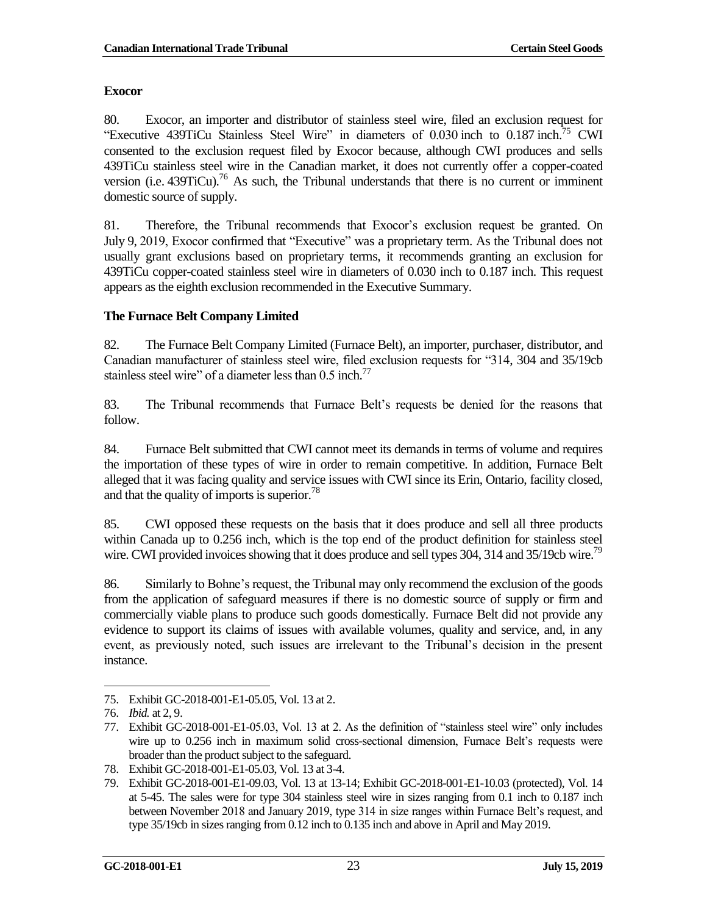**Exocor**

80. Exocor, an importer and distributor of stainless steel wire, filed an exclusion request for "Executive 439TiCu Stainless Steel Wire" in diameters of 0.030 inch to 0.187 inch.[75] CWI consented to the exclusion request filed by Exocor because, although CWI produces and sells 439TiCu stainless steel wire in the Canadian market, it does not currently offer a copper-coated version (i.e. 439TiCu).[76] As such, the Tribunal understands that there is no current or imminent domestic source of supply.

81. Therefore, the Tribunal recommends that Exocor's exclusion request be granted. On July 9, 2019, Exocor confirmed that "Executive" was a proprietary term. As the Tribunal does not usually grant exclusions based on proprietary terms, it recommends granting an exclusion for 439TiCu copper-coated stainless steel wire in diameters of 0.030 inch to 0.187 inch. This request appears as the eighth exclusion recommended in the Executive Summary.

**The Furnace Belt Company Limited**

82. The Furnace Belt Company Limited (Furnace Belt), an importer, purchaser, distributor, and Canadian manufacturer of stainless steel wire, filed exclusion requests for "314, 304 and 35/19cb stainless steel wire" of a diameter less than 0.5 inch.[77]

83. The Tribunal recommends that Furnace Belt's requests be denied for the reasons that follow.

84. Furnace Belt submitted that CWI cannot meet its demands in terms of volume and requires the importation of these types of wire in order to remain competitive. In addition, Furnace Belt alleged that it was facing quality and service issues with CWI since its Erin, Ontario, facility closed, and that the quality of imports is superior.[78]

85. CWI opposed these requests on the basis that it does produce and sell all three products within Canada up to 0.256 inch, which is the top end of the product definition for stainless steel wire. CWI provided invoices showing that it does produce and sell types 304, 314 and 35/19cb wire.[79]

86. Similarly to Bohne's request, the Tribunal may only recommend the exclusion of the goods from the application of safeguard measures if there is no domestic source of supply or firm and commercially viable plans to produce such goods domestically. Furnace Belt did not provide any evidence to support its claims of issues with available volumes, quality and service, and, in any event, as previously noted, such issues are irrelevant to the Tribunal's decision in the present instance.

---

75. Exhibit GC-2018-001-E1-05.05, Vol. 13 at 2.
76. *Ibid.* at 2, 9.
77. Exhibit GC-2018-001-E1-05.03, Vol. 13 at 2. As the definition of "stainless steel wire" only includes wire up to 0.256 inch in maximum solid cross-sectional dimension, Furnace Belt's requests were broader than the product subject to the safeguard.
78. Exhibit GC-2018-001-E1-05.03, Vol. 13 at 3-4.
79. Exhibit GC-2018-001-E1-09.03, Vol. 13 at 13-14; Exhibit GC-2018-001-E1-10.03 (protected), Vol. 14 at 5-45. The sales were for type 304 stainless steel wire in sizes ranging from 0.1 inch to 0.187 inch between November 2018 and January 2019, type 314 in size ranges within Furnace Belt's request, and type 35/19cb in sizes ranging from 0.12 inch to 0.135 inch and above in April and May 2019.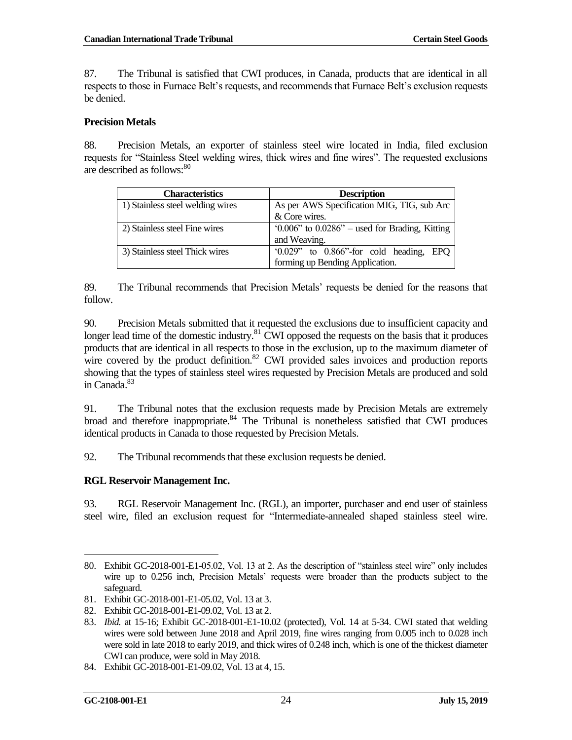87. The Tribunal is satisfied that CWI produces, in Canada, products that are identical in all respects to those in Furnace Belt's requests, and recommends that Furnace Belt's exclusion requests be denied.

**Precision Metals**

88. Precision Metals, an exporter of stainless steel wire located in India, filed exclusion requests for "Stainless Steel welding wires, thick wires and fine wires". The requested exclusions are described as follows:[80]

| Characteristics | Description |
|---|---|
| 1) Stainless steel welding wires | As per AWS Specification MIG, TIG, sub Arc & Core wires. |
| 2) Stainless steel Fine wires | '0.006" to 0.0286" – used for Brading, Kitting and Weaving. |
| 3) Stainless steel Thick wires | '0.029" to 0.866"-for cold heading, EPQ forming up Bending Application. |

89. The Tribunal recommends that Precision Metals' requests be denied for the reasons that follow.

90. Precision Metals submitted that it requested the exclusions due to insufficient capacity and longer lead time of the domestic industry.[81] CWI opposed the requests on the basis that it produces products that are identical in all respects to those in the exclusion, up to the maximum diameter of wire covered by the product definition.[82] CWI provided sales invoices and production reports showing that the types of stainless steel wires requested by Precision Metals are produced and sold in Canada.[83]

91. The Tribunal notes that the exclusion requests made by Precision Metals are extremely broad and therefore inappropriate.[84] The Tribunal is nonetheless satisfied that CWI produces identical products in Canada to those requested by Precision Metals.

92. The Tribunal recommends that these exclusion requests be denied.

**RGL Reservoir Management Inc.**

93. RGL Reservoir Management Inc. (RGL), an importer, purchaser and end user of stainless steel wire, filed an exclusion request for "Intermediate-annealed shaped stainless steel wire.

---

80. Exhibit GC-2018-001-E1-05.02, Vol. 13 at 2. As the description of "stainless steel wire" only includes wire up to 0.256 inch, Precision Metals' requests were broader than the products subject to the safeguard.

81. Exhibit GC-2018-001-E1-05.02, Vol. 13 at 3.

82. Exhibit GC-2018-001-E1-09.02, Vol. 13 at 2.

83. *Ibid.* at 15-16; Exhibit GC-2018-001-E1-10.02 (protected), Vol. 14 at 5-34. CWI stated that welding wires were sold between June 2018 and April 2019, fine wires ranging from 0.005 inch to 0.028 inch were sold in late 2018 to early 2019, and thick wires of 0.248 inch, which is one of the thickest diameter CWI can produce, were sold in May 2018.

84. Exhibit GC-2018-001-E1-09.02, Vol. 13 at 4, 15.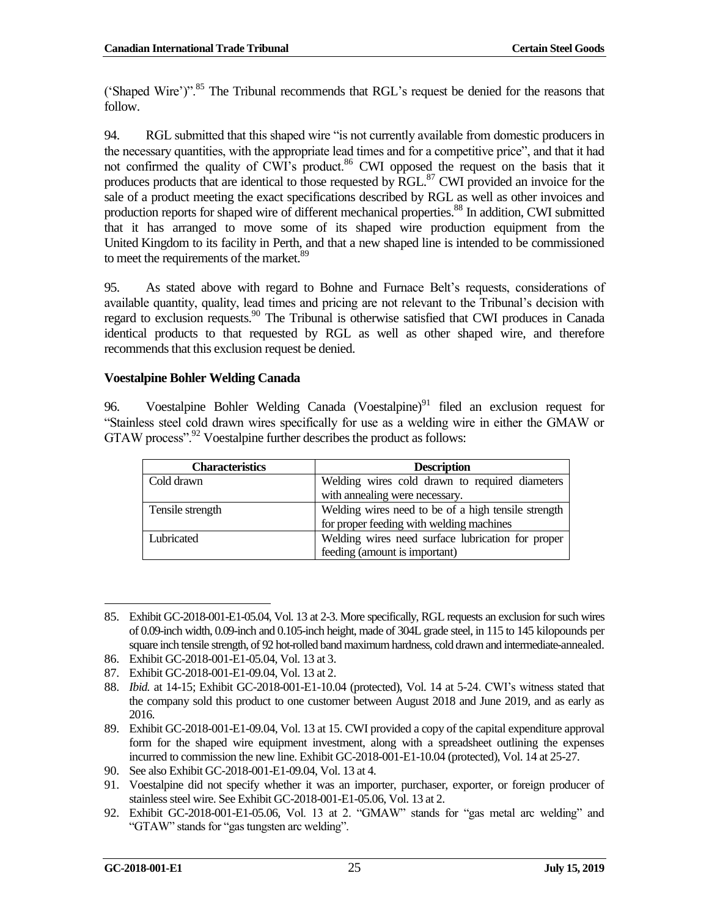('Shaped Wire')".[85] The Tribunal recommends that RGL's request be denied for the reasons that follow.

94. RGL submitted that this shaped wire "is not currently available from domestic producers in the necessary quantities, with the appropriate lead times and for a competitive price", and that it had not confirmed the quality of CWI's product.[86] CWI opposed the request on the basis that it produces products that are identical to those requested by RGL.[87] CWI provided an invoice for the sale of a product meeting the exact specifications described by RGL as well as other invoices and production reports for shaped wire of different mechanical properties.[88] In addition, CWI submitted that it has arranged to move some of its shaped wire production equipment from the United Kingdom to its facility in Perth, and that a new shaped line is intended to be commissioned to meet the requirements of the market.[89]

95. As stated above with regard to Bohne and Furnace Belt's requests, considerations of available quantity, quality, lead times and pricing are not relevant to the Tribunal's decision with regard to exclusion requests.[90] The Tribunal is otherwise satisfied that CWI produces in Canada identical products to that requested by RGL as well as other shaped wire, and therefore recommends that this exclusion request be denied.

**Voestalpine Bohler Welding Canada**

96. Voestalpine Bohler Welding Canada (Voestalpine)[91] filed an exclusion request for "Stainless steel cold drawn wires specifically for use as a welding wire in either the GMAW or GTAW process".[92] Voestalpine further describes the product as follows:

| Characteristics | Description |
| --- | --- |
| Cold drawn | Welding wires cold drawn to required diameters with annealing were necessary. |
| Tensile strength | Welding wires need to be of a high tensile strength for proper feeding with welding machines |
| Lubricated | Welding wires need surface lubrication for proper feeding (amount is important) |

---

85. Exhibit GC-2018-001-E1-05.04, Vol. 13 at 2-3. More specifically, RGL requests an exclusion for such wires of 0.09-inch width, 0.09-inch and 0.105-inch height, made of 304L grade steel, in 115 to 145 kilopounds per square inch tensile strength, of 92 hot-rolled band maximum hardness, cold drawn and intermediate-annealed.
86. Exhibit GC-2018-001-E1-05.04, Vol. 13 at 3.
87. Exhibit GC-2018-001-E1-09.04, Vol. 13 at 2.
88. *Ibid.* at 14-15; Exhibit GC-2018-001-E1-10.04 (protected), Vol. 14 at 5-24. CWI's witness stated that the company sold this product to one customer between August 2018 and June 2019, and as early as 2016.
89. Exhibit GC-2018-001-E1-09.04, Vol. 13 at 15. CWI provided a copy of the capital expenditure approval form for the shaped wire equipment investment, along with a spreadsheet outlining the expenses incurred to commission the new line. Exhibit GC-2018-001-E1-10.04 (protected), Vol. 14 at 25-27.
90. See also Exhibit GC-2018-001-E1-09.04, Vol. 13 at 4.
91. Voestalpine did not specify whether it was an importer, purchaser, exporter, or foreign producer of stainless steel wire. See Exhibit GC-2018-001-E1-05.06, Vol. 13 at 2.
92. Exhibit GC-2018-001-E1-05.06, Vol. 13 at 2. "GMAW" stands for "gas metal arc welding" and "GTAW" stands for "gas tungsten arc welding".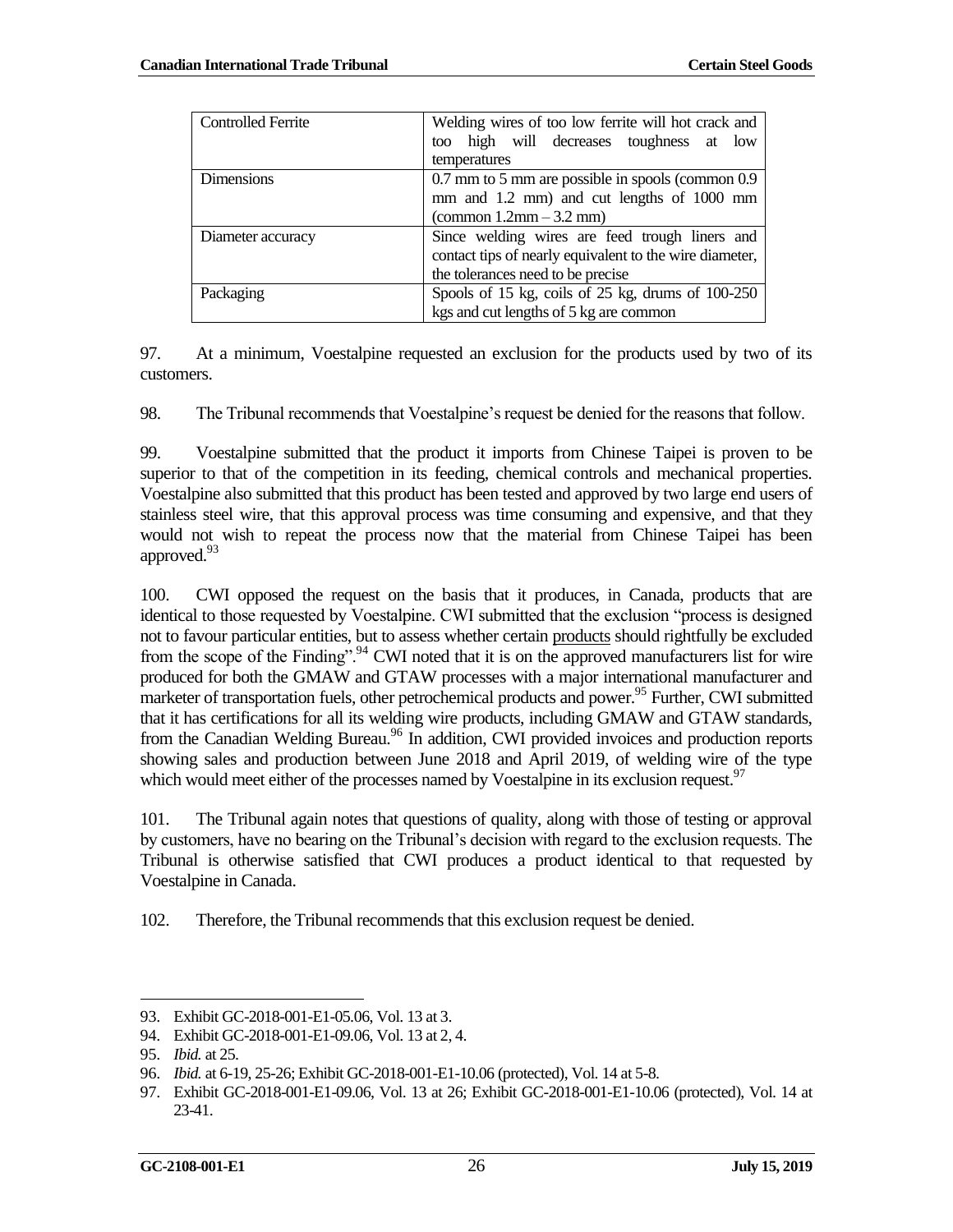| Controlled Ferrite | Welding wires of too low ferrite will hot crack and too high will decreases toughness at low temperatures |
|---|---|
| Dimensions | 0.7 mm to 5 mm are possible in spools (common 0.9 mm and 1.2 mm) and cut lengths of 1000 mm (common 1.2mm – 3.2 mm) |
| Diameter accuracy | Since welding wires are feed trough liners and contact tips of nearly equivalent to the wire diameter, the tolerances need to be precise |
| Packaging | Spools of 15 kg, coils of 25 kg, drums of 100-250 kgs and cut lengths of 5 kg are common |

97. At a minimum, Voestalpine requested an exclusion for the products used by two of its customers.

98. The Tribunal recommends that Voestalpine's request be denied for the reasons that follow.

99. Voestalpine submitted that the product it imports from Chinese Taipei is proven to be superior to that of the competition in its feeding, chemical controls and mechanical properties. Voestalpine also submitted that this product has been tested and approved by two large end users of stainless steel wire, that this approval process was time consuming and expensive, and that they would not wish to repeat the process now that the material from Chinese Taipei has been approved.[93]

100. CWI opposed the request on the basis that it produces, in Canada, products that are identical to those requested by Voestalpine. CWI submitted that the exclusion "process is designed not to favour particular entities, but to assess whether certain products should rightfully be excluded from the scope of the Finding".[94] CWI noted that it is on the approved manufacturers list for wire produced for both the GMAW and GTAW processes with a major international manufacturer and marketer of transportation fuels, other petrochemical products and power.[95] Further, CWI submitted that it has certifications for all its welding wire products, including GMAW and GTAW standards, from the Canadian Welding Bureau.[96] In addition, CWI provided invoices and production reports showing sales and production between June 2018 and April 2019, of welding wire of the type which would meet either of the processes named by Voestalpine in its exclusion request.[97]

101. The Tribunal again notes that questions of quality, along with those of testing or approval by customers, have no bearing on the Tribunal's decision with regard to the exclusion requests. The Tribunal is otherwise satisfied that CWI produces a product identical to that requested by Voestalpine in Canada.

102. Therefore, the Tribunal recommends that this exclusion request be denied.

---

93. Exhibit GC-2018-001-E1-05.06, Vol. 13 at 3.
94. Exhibit GC-2018-001-E1-09.06, Vol. 13 at 2, 4.
95. *Ibid.* at 25.
96. *Ibid.* at 6-19, 25-26; Exhibit GC-2018-001-E1-10.06 (protected), Vol. 14 at 5-8.
97. Exhibit GC-2018-001-E1-09.06, Vol. 13 at 26; Exhibit GC-2018-001-E1-10.06 (protected), Vol. 14 at 23-41.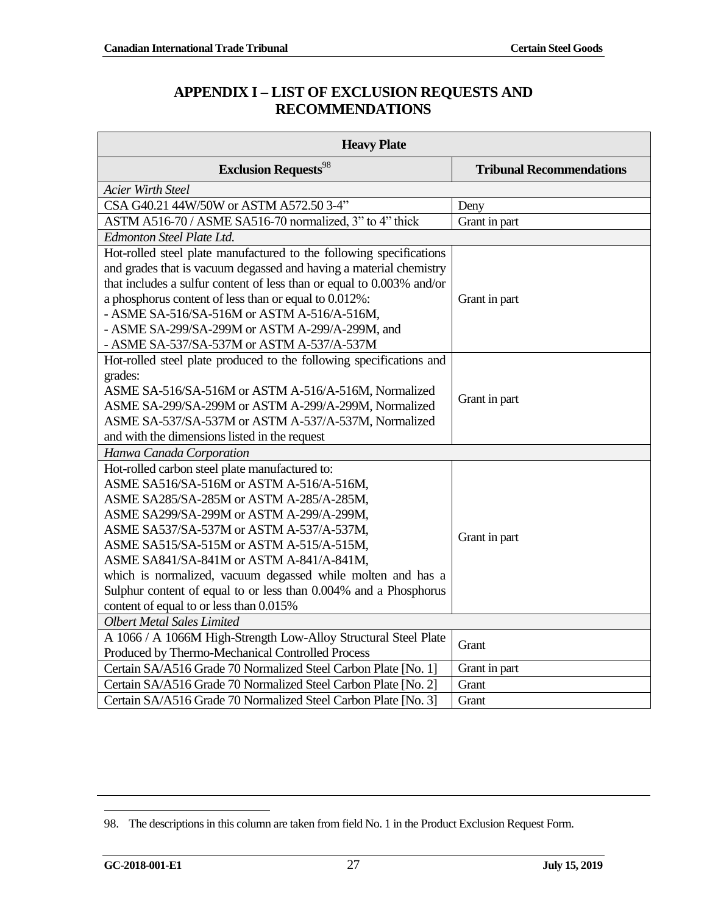# APPENDIX I – LIST OF EXCLUSION REQUESTS AND RECOMMENDATIONS

| Heavy Plate | |
|---|---|
| **Exclusion Requests**[98] | **Tribunal Recommendations** |
| *Acier Wirth Steel* | |
| CSA G40.21 44W/50W or ASTM A572.50 3-4" | Deny |
| ASTM A516-70 / ASME SA516-70 normalized, 3" to 4" thick | Grant in part |
| *Edmonton Steel Plate Ltd.* | |
| Hot-rolled steel plate manufactured to the following specifications and grades that is vacuum degassed and having a material chemistry that includes a sulfur content of less than or equal to 0.003% and/or a phosphorus content of less than or equal to 0.012%:<br>- ASME SA-516/SA-516M or ASTM A-516/A-516M,<br>- ASME SA-299/SA-299M or ASTM A-299/A-299M, and<br>- ASME SA-537/SA-537M or ASTM A-537/A-537M | Grant in part |
| Hot-rolled steel plate produced to the following specifications and grades:<br>ASME SA-516/SA-516M or ASTM A-516/A-516M, Normalized<br>ASME SA-299/SA-299M or ASTM A-299/A-299M, Normalized<br>ASME SA-537/SA-537M or ASTM A-537/A-537M, Normalized<br>and with the dimensions listed in the request | Grant in part |
| *Hanwa Canada Corporation* | |
| Hot-rolled carbon steel plate manufactured to:<br>ASME SA516/SA-516M or ASTM A-516/A-516M,<br>ASME SA285/SA-285M or ASTM A-285/A-285M,<br>ASME SA299/SA-299M or ASTM A-299/A-299M,<br>ASME SA537/SA-537M or ASTM A-537/A-537M,<br>ASME SA515/SA-515M or ASTM A-515/A-515M,<br>ASME SA841/SA-841M or ASTM A-841/A-841M,<br>which is normalized, vacuum degassed while molten and has a Sulphur content of equal to or less than 0.004% and a Phosphorus content of equal to or less than 0.015% | Grant in part |
| *Olbert Metal Sales Limited* | |
| A 1066 / A 1066M High-Strength Low-Alloy Structural Steel Plate Produced by Thermo-Mechanical Controlled Process | Grant |
| Certain SA/A516 Grade 70 Normalized Steel Carbon Plate [No. 1] | Grant in part |
| Certain SA/A516 Grade 70 Normalized Steel Carbon Plate [No. 2] | Grant |
| Certain SA/A516 Grade 70 Normalized Steel Carbon Plate [No. 3] | Grant |

98. The descriptions in this column are taken from field No. 1 in the Product Exclusion Request Form.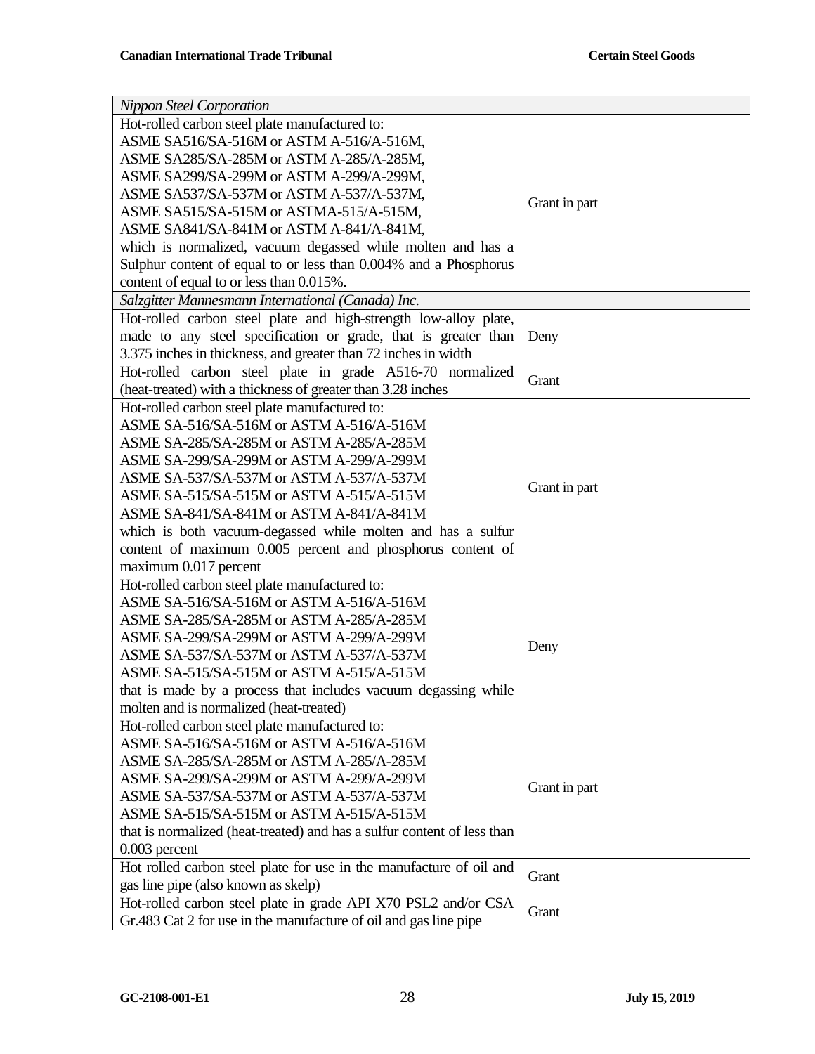| *Nippon Steel Corporation* | |
|---|---|
| Hot-rolled carbon steel plate manufactured to:<br>ASME SA516/SA-516M or ASTM A-516/A-516M,<br>ASME SA285/SA-285M or ASTM A-285/A-285M,<br>ASME SA299/SA-299M or ASTM A-299/A-299M,<br>ASME SA537/SA-537M or ASTM A-537/A-537M,<br>ASME SA515/SA-515M or ASTMA-515/A-515M,<br>ASME SA841/SA-841M or ASTM A-841/A-841M,<br>which is normalized, vacuum degassed while molten and has a Sulphur content of equal to or less than 0.004% and a Phosphorus content of equal to or less than 0.015%. | Grant in part |
| *Salzgitter Mannesmann International (Canada) Inc.* | |
| Hot-rolled carbon steel plate and high-strength low-alloy plate, made to any steel specification or grade, that is greater than 3.375 inches in thickness, and greater than 72 inches in width | Deny |
| Hot-rolled carbon steel plate in grade A516-70 normalized (heat-treated) with a thickness of greater than 3.28 inches | Grant |
| Hot-rolled carbon steel plate manufactured to:<br>ASME SA-516/SA-516M or ASTM A-516/A-516M<br>ASME SA-285/SA-285M or ASTM A-285/A-285M<br>ASME SA-299/SA-299M or ASTM A-299/A-299M<br>ASME SA-537/SA-537M or ASTM A-537/A-537M<br>ASME SA-515/SA-515M or ASTM A-515/A-515M<br>ASME SA-841/SA-841M or ASTM A-841/A-841M<br>which is both vacuum-degassed while molten and has a sulfur content of maximum 0.005 percent and phosphorus content of maximum 0.017 percent | Grant in part |
| Hot-rolled carbon steel plate manufactured to:<br>ASME SA-516/SA-516M or ASTM A-516/A-516M<br>ASME SA-285/SA-285M or ASTM A-285/A-285M<br>ASME SA-299/SA-299M or ASTM A-299/A-299M<br>ASME SA-537/SA-537M or ASTM A-537/A-537M<br>ASME SA-515/SA-515M or ASTM A-515/A-515M<br>that is made by a process that includes vacuum degassing while molten and is normalized (heat-treated) | Deny |
| Hot-rolled carbon steel plate manufactured to:<br>ASME SA-516/SA-516M or ASTM A-516/A-516M<br>ASME SA-285/SA-285M or ASTM A-285/A-285M<br>ASME SA-299/SA-299M or ASTM A-299/A-299M<br>ASME SA-537/SA-537M or ASTM A-537/A-537M<br>ASME SA-515/SA-515M or ASTM A-515/A-515M<br>that is normalized (heat-treated) and has a sulfur content of less than 0.003 percent | Grant in part |
| Hot rolled carbon steel plate for use in the manufacture of oil and gas line pipe (also known as skelp) | Grant |
| Hot-rolled carbon steel plate in grade API X70 PSL2 and/or CSA Gr.483 Cat 2 for use in the manufacture of oil and gas line pipe | Grant |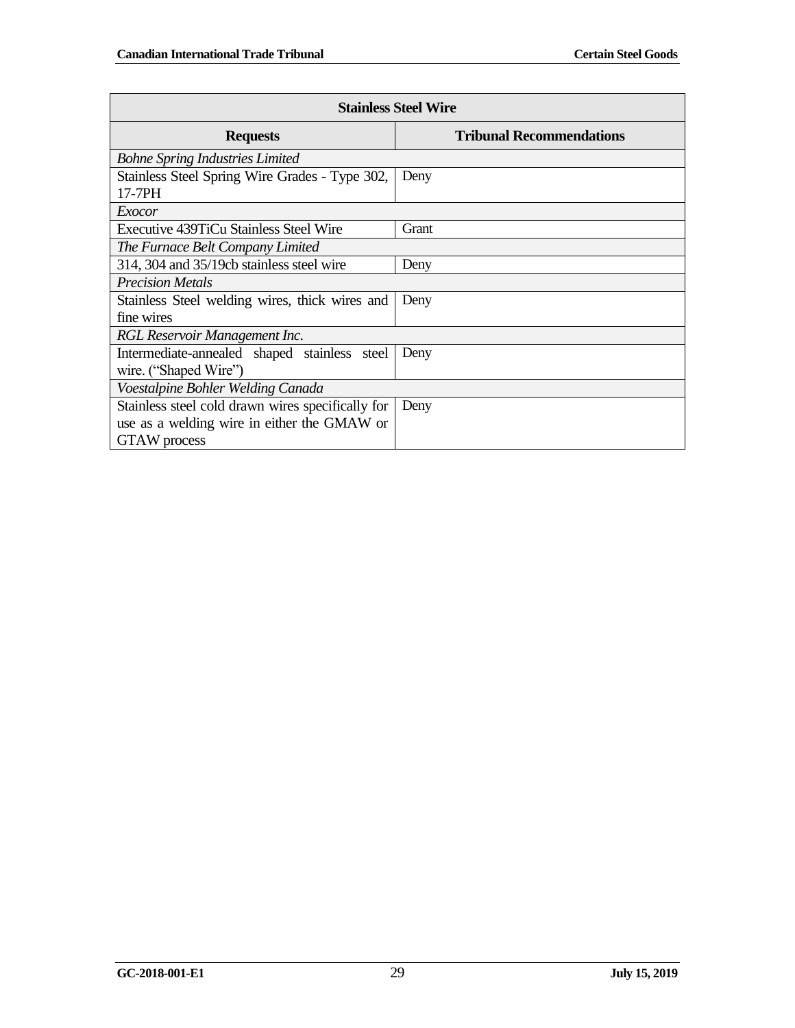| Stainless Steel Wire | |
|---|---|
| **Requests** | **Tribunal Recommendations** |
| *Bohne Spring Industries Limited* | |
| Stainless Steel Spring Wire Grades - Type 302, 17-7PH | Deny |
| *Exocor* | |
| Executive 439TiCu Stainless Steel Wire | Grant |
| *The Furnace Belt Company Limited* | |
| 314, 304 and 35/19cb stainless steel wire | Deny |
| *Precision Metals* | |
| Stainless Steel welding wires, thick wires and fine wires | Deny |
| *RGL Reservoir Management Inc.* | |
| Intermediate-annealed shaped stainless steel wire. (“Shaped Wire”) | Deny |
| *Voestalpine Bohler Welding Canada* | |
| Stainless steel cold drawn wires specifically for use as a welding wire in either the GMAW or GTAW process | Deny |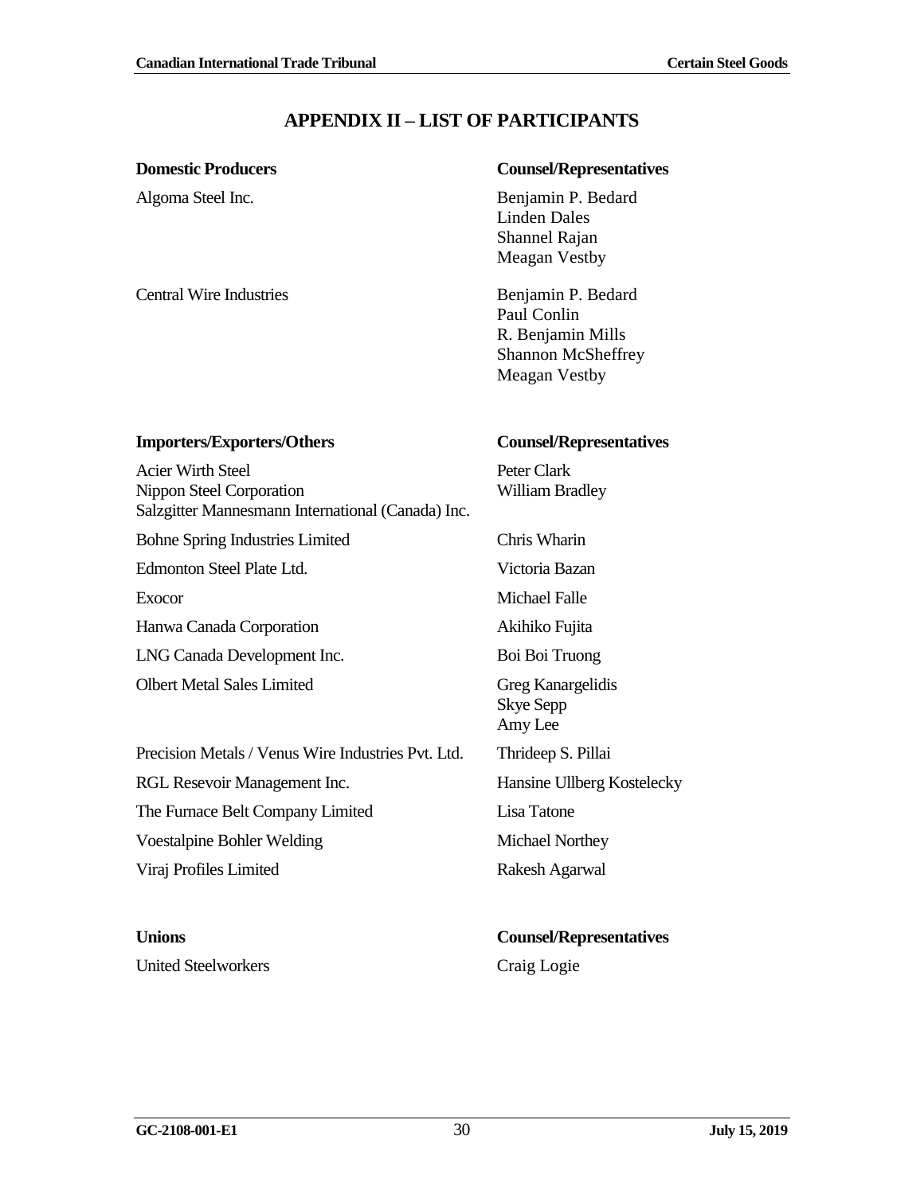## APPENDIX II – LIST OF PARTICIPANTS

| Domestic Producers | Counsel/Representatives |
|---|---|
| Algoma Steel Inc. | Benjamin P. Bedard<br>Linden Dales<br>Shannel Rajan<br>Meagan Vestby |
| Central Wire Industries | Benjamin P. Bedard<br>Paul Conlin<br>R. Benjamin Mills<br>Shannon McSheffrey<br>Meagan Vestby |

| Importers/Exporters/Others | Counsel/Representatives |
|---|---|
| Acier Wirth Steel<br>Nippon Steel Corporation<br>Salzgitter Mannesmann International (Canada) Inc. | Peter Clark<br>William Bradley |
| Bohne Spring Industries Limited | Chris Wharin |
| Edmonton Steel Plate Ltd. | Victoria Bazan |
| Exocor | Michael Falle |
| Hanwa Canada Corporation | Akihiko Fujita |
| LNG Canada Development Inc. | Boi Boi Truong |
| Olbert Metal Sales Limited | Greg Kanargelidis<br>Skye Sepp<br>Amy Lee |
| Precision Metals / Venus Wire Industries Pvt. Ltd. | Thrideep S. Pillai |
| RGL Resevoir Management Inc. | Hansine Ullberg Kostelecky |
| The Furnace Belt Company Limited | Lisa Tatone |
| Voestalpine Bohler Welding | Michael Northey |
| Viraj Profiles Limited | Rakesh Agarwal |

| Unions | Counsel/Representatives |
|---|---|
| United Steelworkers | Craig Logie |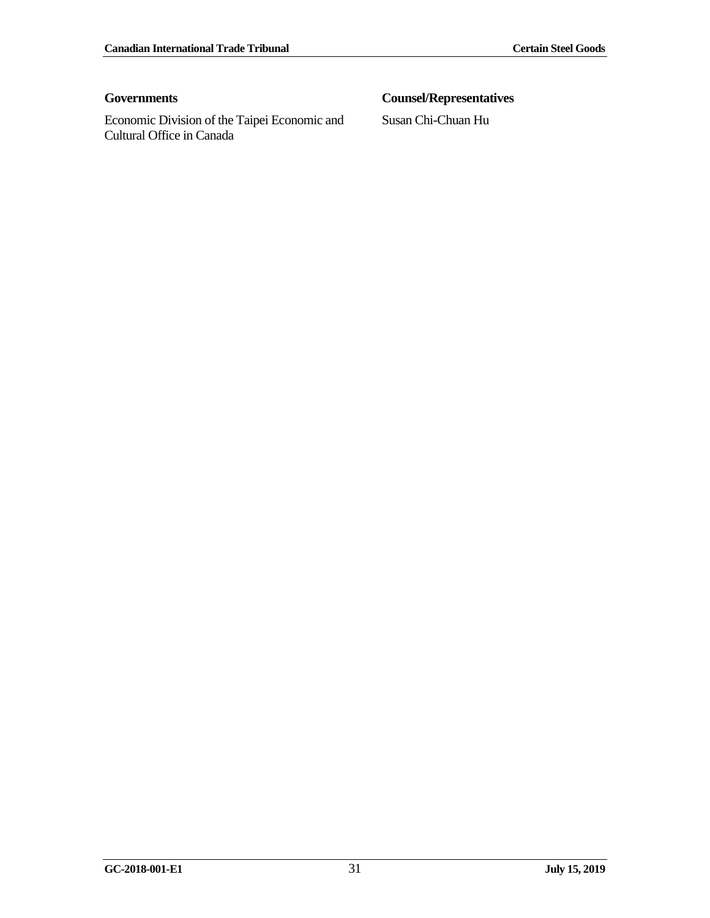| **Governments** | **Counsel/Representatives** |
| --- | --- |
| Economic Division of the Taipei Economic and Cultural Office in Canada | Susan Chi-Chuan Hu |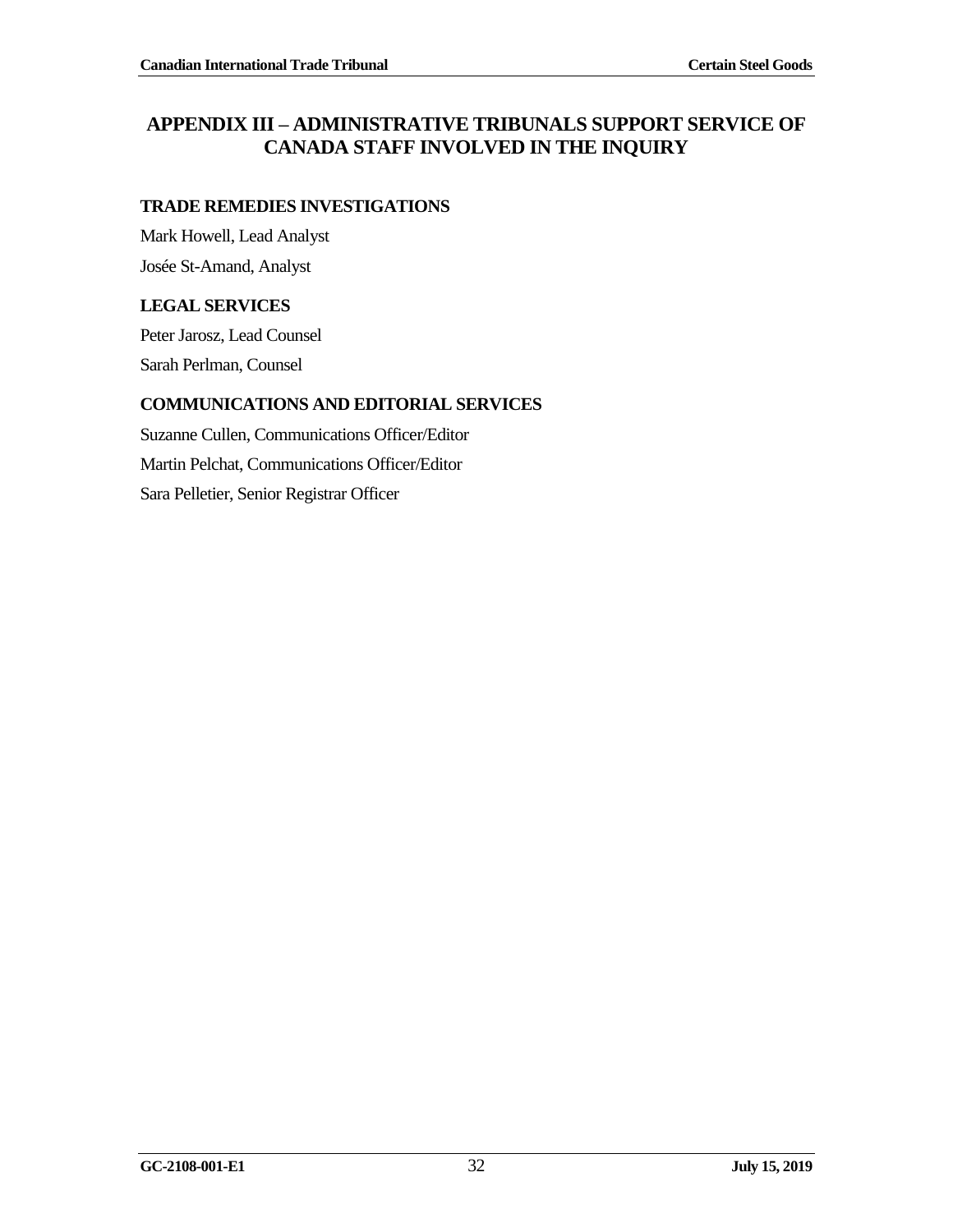# APPENDIX III – ADMINISTRATIVE TRIBUNALS SUPPORT SERVICE OF CANADA STAFF INVOLVED IN THE INQUIRY

### TRADE REMEDIES INVESTIGATIONS

Mark Howell, Lead Analyst

Josée St-Amand, Analyst

### LEGAL SERVICES

Peter Jarosz, Lead Counsel

Sarah Perlman, Counsel

### COMMUNICATIONS AND EDITORIAL SERVICES

Suzanne Cullen, Communications Officer/Editor

Martin Pelchat, Communications Officer/Editor

Sara Pelletier, Senior Registrar Officer